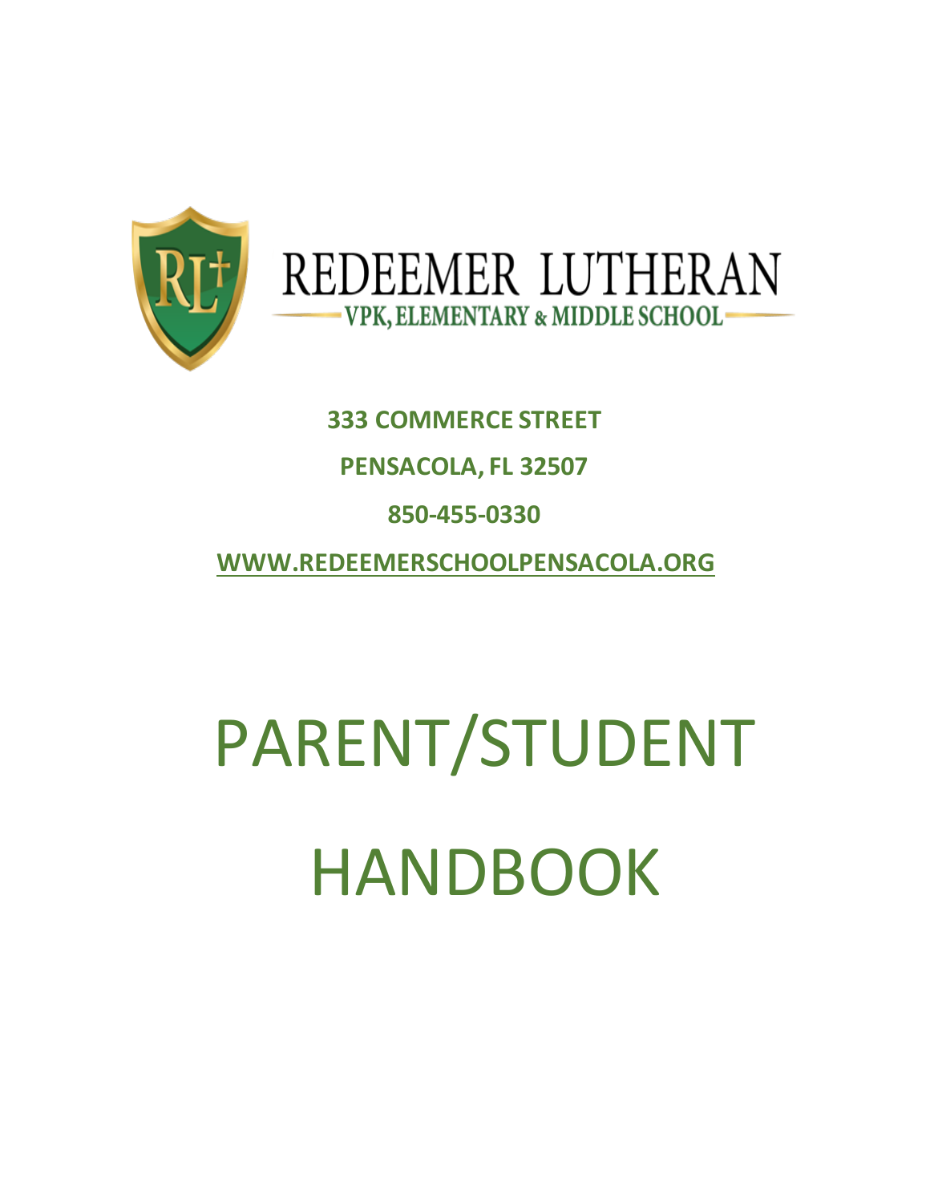# REDEEMER LUTHERAN

VPK, ELEMENTARY & MIDDLE SCHOOL

**333 COMMERCE STREET**

**PENSACOLA, FL 32507**

**850-455-0330**

**WWW.REDEEMERSCHOOLPENSACOLA.ORG**

# PARENT/STUDENT HANDBOOK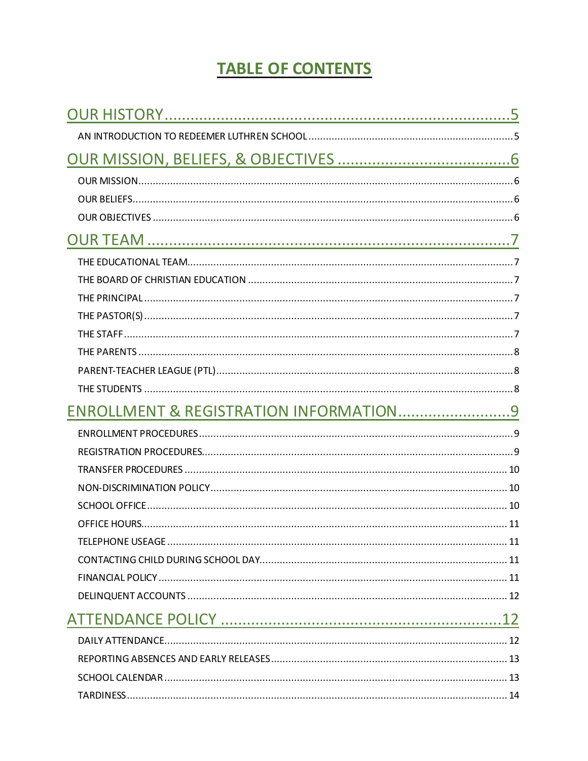# TABLE OF CONTENTS

[OUR HISTORY .......... 5](#)

- AN INTRODUCTION TO REDEEMER LUTHREN SCHOOL .......... 5

[OUR MISSION, BELIEFS, & OBJECTIVES .......... 6](#)

- OUR MISSION .......... 6
- OUR BELIEFS .......... 6
- OUR OBJECTIVES .......... 6

[OUR TEAM .......... 7](#)

- THE EDUCATIONAL TEAM .......... 7
- THE BOARD OF CHRISTIAN EDUCATION .......... 7
- THE PRINCIPAL .......... 7
- THE PASTOR(S) .......... 7
- THE STAFF .......... 7
- THE PARENTS .......... 8
- PARENT-TEACHER LEAGUE (PTL) .......... 8
- THE STUDENTS .......... 8

[ENROLLMENT & REGISTRATION INFORMATION .......... 9](#)

- ENROLLMENT PROCEDURES .......... 9
- REGISTRATION PROCEDURES .......... 9
- TRANSFER PROCEDURES .......... 10
- NON-DISCRIMINATION POLICY .......... 10
- SCHOOL OFFICE .......... 10
- OFFICE HOURS .......... 11
- TELEPHONE USEAGE .......... 11
- CONTACTING CHILD DURING SCHOOL DAY .......... 11
- FINANCIAL POLICY .......... 11
- DELINQUENT ACCOUNTS .......... 12

[ATTENDANCE POLICY .......... 12](#)

- DAILY ATTENDANCE .......... 12
- REPORTING ABSENCES AND EARLY RELEASES .......... 13
- SCHOOL CALENDAR .......... 13
- TARDINESS .......... 14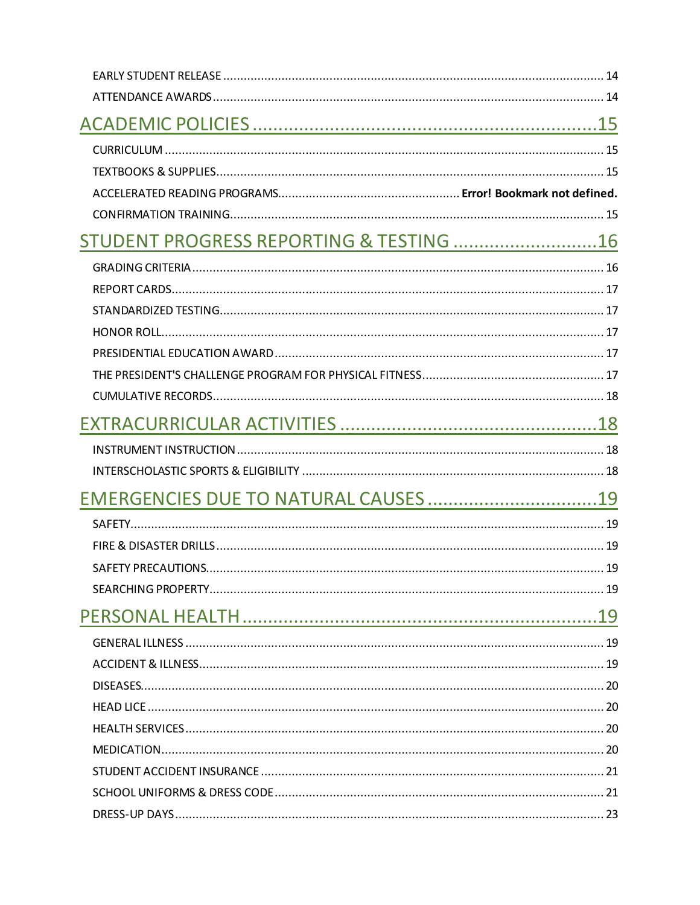EARLY STUDENT RELEASE ........................................................................................................ 14
ATTENDANCE AWARDS ........................................................................................................ 14

## ACADEMIC POLICIES ........................................................................ 15

CURRICULUM ........................................................................................................ 15
TEXTBOOKS & SUPPLIES ........................................................................................................ 15
ACCELERATED READING PROGRAMS .................................................... **Error! Bookmark not defined.**
CONFIRMATION TRAINING ........................................................................................................ 15

## STUDENT PROGRESS REPORTING & TESTING ........................... 16

GRADING CRITERIA ........................................................................................................ 16
REPORT CARDS ........................................................................................................ 17
STANDARDIZED TESTING ........................................................................................................ 17
HONOR ROLL ........................................................................................................ 17
PRESIDENTIAL EDUCATION AWARD ........................................................................................................ 17
THE PRESIDENT'S CHALLENGE PROGRAM FOR PHYSICAL FITNESS ..................................................... 17
CUMULATIVE RECORDS ........................................................................................................ 18

## EXTRACURRICULAR ACTIVITIES ................................................ 18

INSTRUMENT INSTRUCTION ........................................................................................................ 18
INTERSCHOLASTIC SPORTS & ELIGIBILITY ........................................................................................................ 18

## EMERGENCIES DUE TO NATURAL CAUSES ................................ 19

SAFETY ........................................................................................................ 19
FIRE & DISASTER DRILLS ........................................................................................................ 19
SAFETY PRECAUTIONS ........................................................................................................ 19
SEARCHING PROPERTY ........................................................................................................ 19

## PERSONAL HEALTH ........................................................................ 19

GENERAL ILLNESS ........................................................................................................ 19
ACCIDENT & ILLNESS ........................................................................................................ 19
DISEASES ........................................................................................................ 20
HEAD LICE ........................................................................................................ 20
HEALTH SERVICES ........................................................................................................ 20
MEDICATION ........................................................................................................ 20
STUDENT ACCIDENT INSURANCE ........................................................................................................ 21
SCHOOL UNIFORMS & DRESS CODE ........................................................................................................ 21
DRESS-UP DAYS ........................................................................................................ 23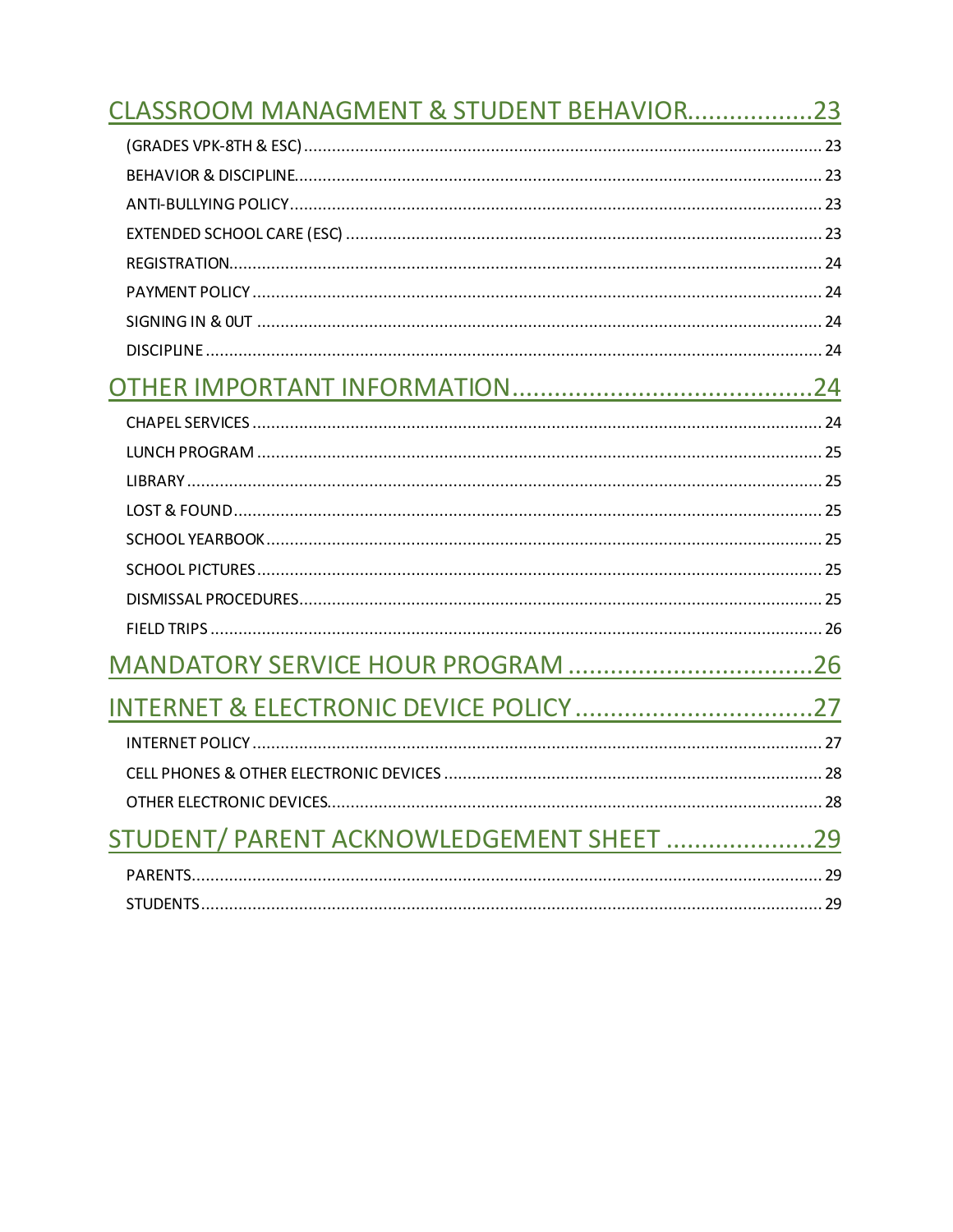CLASSROOM MANAGMENT & STUDENT BEHAVIOR..................23

(GRADES VPK-8TH & ESC)..................23

BEHAVIOR & DISCIPLINE..................23

ANTI-BULLYING POLICY..................23

EXTENDED SCHOOL CARE (ESC)..................23

REGISTRATION..................24

PAYMENT POLICY..................24

SIGNING IN & 0UT..................24

DISCIPLINE..................24

OTHER IMPORTANT INFORMATION..................24

CHAPEL SERVICES..................24

LUNCH PROGRAM..................25

LIBRARY..................25

LOST & FOUND..................25

SCHOOL YEARBOOK..................25

SCHOOL PICTURES..................25

DISMISSAL PROCEDURES..................25

FIELD TRIPS..................26

MANDATORY SERVICE HOUR PROGRAM..................26

INTERNET & ELECTRONIC DEVICE POLICY..................27

INTERNET POLICY..................27

CELL PHONES & OTHER ELECTRONIC DEVICES..................28

OTHER ELECTRONIC DEVICES..................28

STUDENT/ PARENT ACKNOWLEDGEMENT SHEET..................29

PARENTS..................29

STUDENTS..................29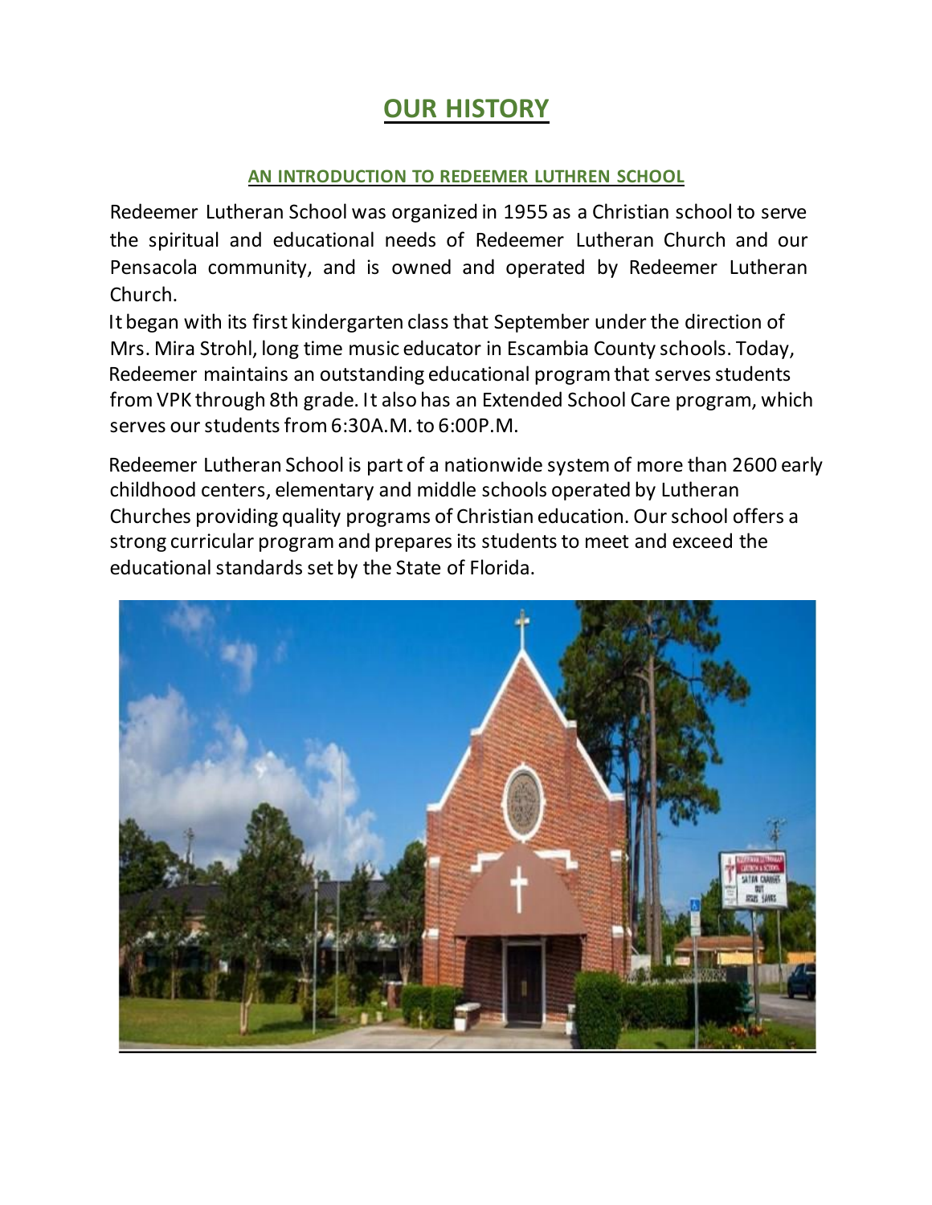# OUR HISTORY

## AN INTRODUCTION TO REDEEMER LUTHREN SCHOOL

Redeemer Lutheran School was organized in 1955 as a Christian school to serve the spiritual and educational needs of Redeemer Lutheran Church and our Pensacola community, and is owned and operated by Redeemer Lutheran Church.

It began with its first kindergarten class that September under the direction of Mrs. Mira Strohl, long time music educator in Escambia County schools. Today, Redeemer maintains an outstanding educational program that serves students from VPK through 8th grade. It also has an Extended School Care program, which serves our students from 6:30A.M. to 6:00P.M.

Redeemer Lutheran School is part of a nationwide system of more than 2600 early childhood centers, elementary and middle schools operated by Lutheran Churches providing quality programs of Christian education. Our school offers a strong curricular program and prepares its students to meet and exceed the educational standards set by the State of Florida.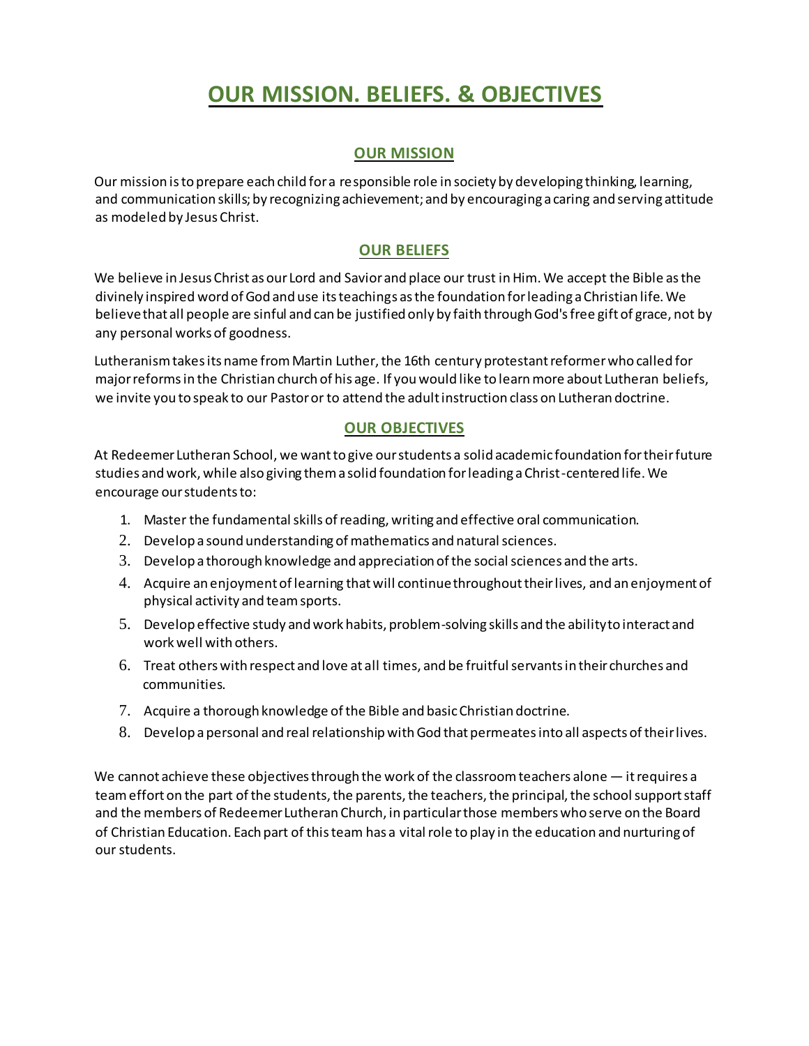# OUR MISSION. BELIEFS. & OBJECTIVES

## OUR MISSION

Our mission is to prepare each child for a responsible role in society by developing thinking, learning, and communication skills; by recognizing achievement; and by encouraging a caring and serving attitude as modeled by Jesus Christ.

## OUR BELIEFS

We believe in Jesus Christ as our Lord and Savior and place our trust in Him. We accept the Bible as the divinely inspired word of God and use its teachings as the foundation for leading a Christian life. We believe that all people are sinful and can be justified only by faith through God's free gift of grace, not by any personal works of goodness.

Lutheranism takes its name from Martin Luther, the 16th century protestant reformer who called for major reforms in the Christian church of his age. If you would like to learn more about Lutheran beliefs, we invite you to speak to our Pastor or to attend the adult instruction class on Lutheran doctrine.

## OUR OBJECTIVES

At Redeemer Lutheran School, we want to give our students a solid academic foundation for their future studies and work, while also giving them a solid foundation for leading a Christ-centered life. We encourage our students to:

1. Master the fundamental skills of reading, writing and effective oral communication.
2. Develop a sound understanding of mathematics and natural sciences.
3. Develop a thorough knowledge and appreciation of the social sciences and the arts.
4. Acquire an enjoyment of learning that will continue throughout their lives, and an enjoyment of physical activity and team sports.
5. Develop effective study and work habits, problem-solving skills and the ability to interact and work well with others.
6. Treat others with respect and love at all times, and be fruitful servants in their churches and communities.
7. Acquire a thorough knowledge of the Bible and basic Christian doctrine.
8. Develop a personal and real relationship with God that permeates into all aspects of their lives.

We cannot achieve these objectives through the work of the classroom teachers alone — it requires a team effort on the part of the students, the parents, the teachers, the principal, the school support staff and the members of Redeemer Lutheran Church, in particular those members who serve on the Board of Christian Education. Each part of this team has a vital role to play in the education and nurturing of our students.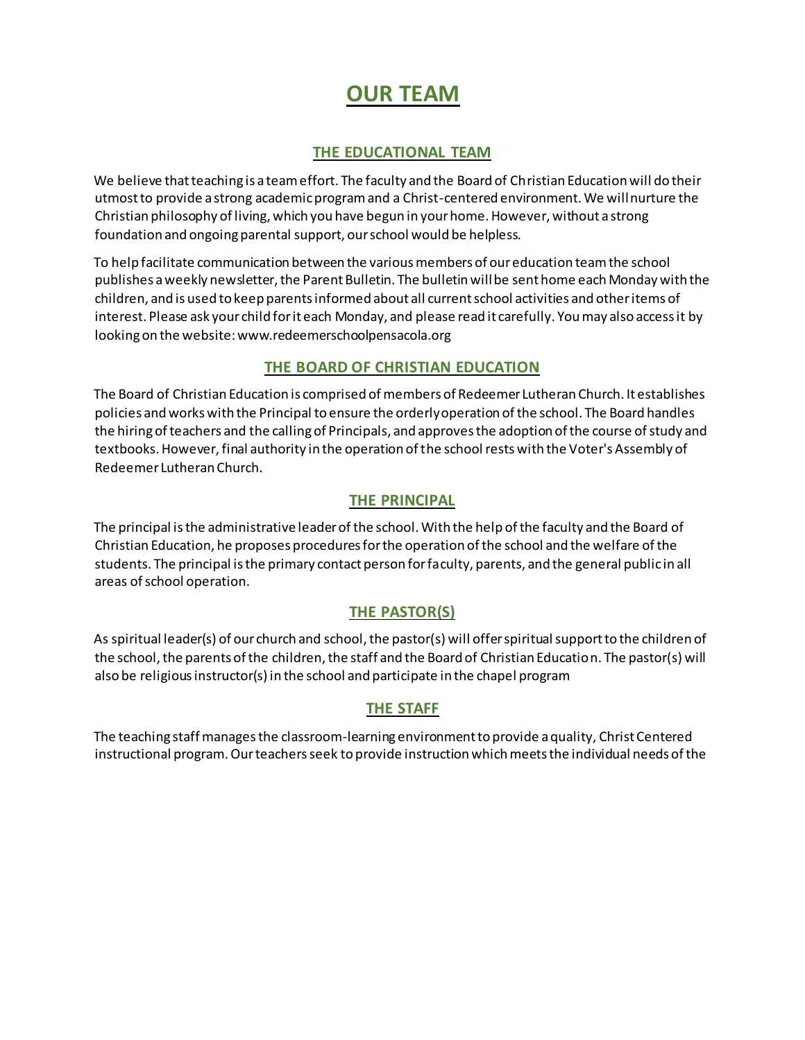# OUR TEAM

## THE EDUCATIONAL TEAM

We believe that teaching is a team effort. The faculty and the Board of Christian Education will do their utmost to provide a strong academic program and a Christ-centered environment. We will nurture the Christian philosophy of living, which you have begun in your home. However, without a strong foundation and ongoing parental support, our school would be helpless.

To help facilitate communication between the various members of our education team the school publishes a weekly newsletter, the Parent Bulletin. The bulletin will be sent home each Monday with the children, and is used to keep parents informed about all current school activities and other items of interest. Please ask your child for it each Monday, and please read it carefully. You may also access it by looking on the website: www.redeemerschoolpensacola.org

## THE BOARD OF CHRISTIAN EDUCATION

The Board of Christian Education is comprised of members of Redeemer Lutheran Church. It establishes policies and works with the Principal to ensure the orderly operation of the school. The Board handles the hiring of teachers and the calling of Principals, and approves the adoption of the course of study and textbooks. However, final authority in the operation of the school rests with the Voter's Assembly of Redeemer Lutheran Church.

## THE PRINCIPAL

The principal is the administrative leader of the school. With the help of the faculty and the Board of Christian Education, he proposes procedures for the operation of the school and the welfare of the students. The principal is the primary contact person for faculty, parents, and the general public in all areas of school operation.

## THE PASTOR(S)

As spiritual leader(s) of our church and school, the pastor(s) will offer spiritual support to the children of the school, the parents of the children, the staff and the Board of Christian Education. The pastor(s) will also be religious instructor(s) in the school and participate in the chapel program

## THE STAFF

The teaching staff manages the classroom-learning environment to provide a quality, Christ Centered instructional program. Our teachers seek to provide instruction which meets the individual needs of the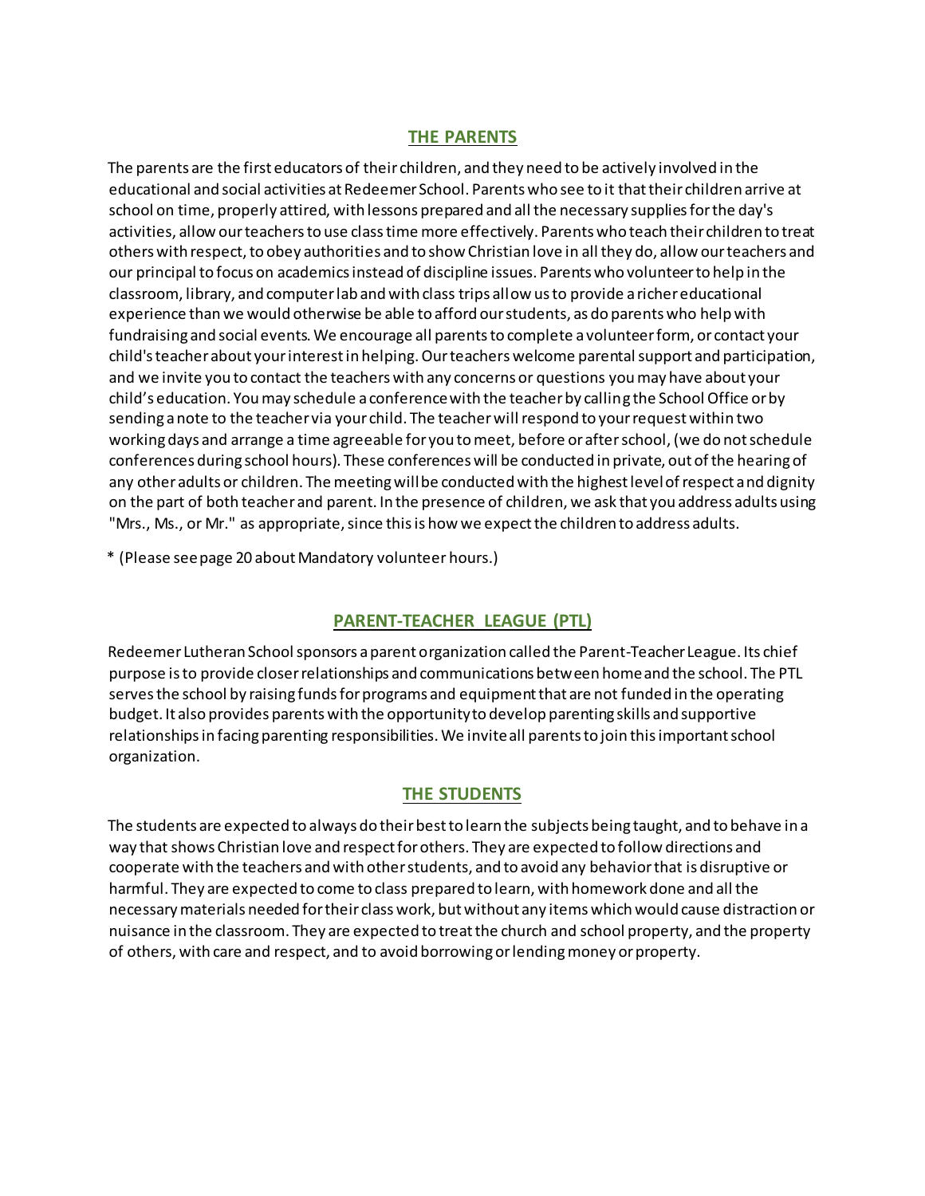## THE PARENTS

The parents are the first educators of their children, and they need to be actively involved in the educational and social activities at Redeemer School. Parents who see to it that their children arrive at school on time, properly attired, with lessons prepared and all the necessary supplies for the day's activities, allow our teachers to use class time more effectively. Parents who teach their children to treat others with respect, to obey authorities and to show Christian love in all they do, allow our teachers and our principal to focus on academics instead of discipline issues. Parents who volunteer to help in the classroom, library, and computer lab and with class trips allow us to provide a richer educational experience than we would otherwise be able to afford our students, as do parents who help with fundraising and social events. We encourage all parents to complete a volunteer form, or contact your child's teacher about your interest in helping. Our teachers welcome parental support and participation, and we invite you to contact the teachers with any concerns or questions you may have about your child's education. You may schedule a conference with the teacher by calling the School Office or by sending a note to the teacher via your child. The teacher will respond to your request within two working days and arrange a time agreeable for you to meet, before or after school, (we do not schedule conferences during school hours). These conferences will be conducted in private, out of the hearing of any other adults or children. The meeting will be conducted with the highest level of respect and dignity on the part of both teacher and parent. In the presence of children, we ask that you address adults using "Mrs., Ms., or Mr." as appropriate, since this is how we expect the children to address adults.

* (Please see page 20 about Mandatory volunteer hours.)

## PARENT-TEACHER LEAGUE (PTL)

Redeemer Lutheran School sponsors a parent organization called the Parent-Teacher League. Its chief purpose is to provide closer relationships and communications between home and the school. The PTL serves the school by raising funds for programs and equipment that are not funded in the operating budget. It also provides parents with the opportunity to develop parenting skills and supportive relationships in facing parenting responsibilities. We invite all parents to join this important school organization.

## THE STUDENTS

The students are expected to always do their best to learn the subjects being taught, and to behave in a way that shows Christian love and respect for others. They are expected to follow directions and cooperate with the teachers and with other students, and to avoid any behavior that is disruptive or harmful. They are expected to come to class prepared to learn, with homework done and all the necessary materials needed for their class work, but without any items which would cause distraction or nuisance in the classroom. They are expected to treat the church and school property, and the property of others, with care and respect, and to avoid borrowing or lending money or property.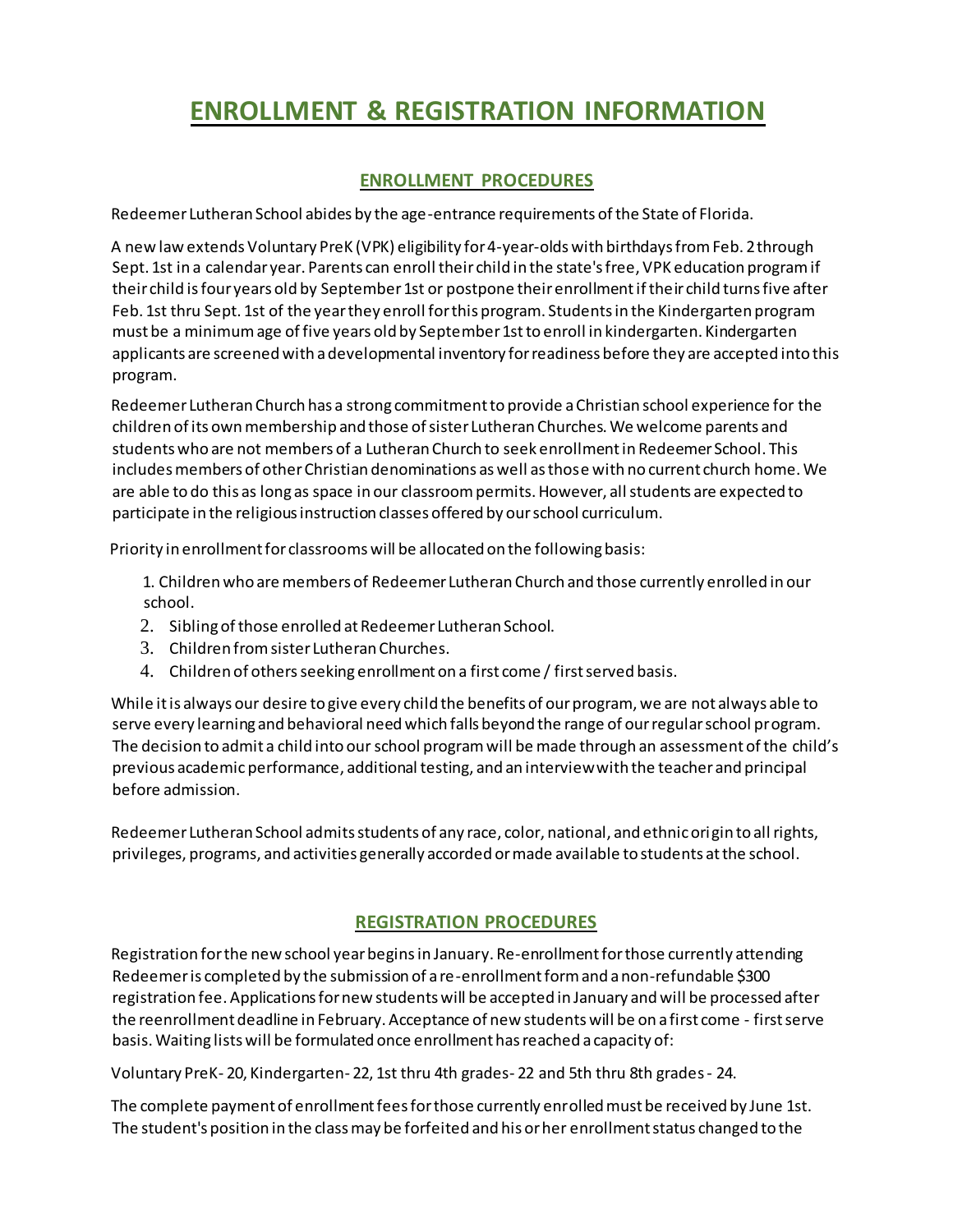# ENROLLMENT & REGISTRATION INFORMATION

## ENROLLMENT PROCEDURES

Redeemer Lutheran School abides by the age-entrance requirements of the State of Florida.

A new law extends Voluntary PreK (VPK) eligibility for 4-year-olds with birthdays from Feb. 2 through Sept. 1st in a calendar year. Parents can enroll their child in the state's free, VPK education program if their child is four years old by September 1st or postpone their enrollment if their child turns five after Feb. 1st thru Sept. 1st of the year they enroll for this program. Students in the Kindergarten program must be a minimum age of five years old by September 1st to enroll in kindergarten. Kindergarten applicants are screened with a developmental inventory for readiness before they are accepted into this program.

Redeemer Lutheran Church has a strong commitment to provide a Christian school experience for the children of its own membership and those of sister Lutheran Churches. We welcome parents and students who are not members of a Lutheran Church to seek enrollment in Redeemer School. This includes members of other Christian denominations as well as those with no current church home. We are able to do this as long as space in our classroom permits. However, all students are expected to participate in the religious instruction classes offered by our school curriculum.

Priority in enrollment for classrooms will be allocated on the following basis:

1. Children who are members of Redeemer Lutheran Church and those currently enrolled in our school.
2. Sibling of those enrolled at Redeemer Lutheran School.
3. Children from sister Lutheran Churches.
4. Children of others seeking enrollment on a first come / first served basis.

While it is always our desire to give every child the benefits of our program, we are not always able to serve every learning and behavioral need which falls beyond the range of our regular school program. The decision to admit a child into our school program will be made through an assessment of the child's previous academic performance, additional testing, and an interview with the teacher and principal before admission.

Redeemer Lutheran School admits students of any race, color, national, and ethnic origin to all rights, privileges, programs, and activities generally accorded or made available to students at the school.

## REGISTRATION PROCEDURES

Registration for the new school year begins in January. Re-enrollment for those currently attending Redeemer is completed by the submission of a re-enrollment form and a non-refundable $300 registration fee. Applications for new students will be accepted in January and will be processed after the reenrollment deadline in February. Acceptance of new students will be on a first come - first serve basis. Waiting lists will be formulated once enrollment has reached a capacity of:

Voluntary PreK- 20, Kindergarten- 22, 1st thru 4th grades- 22 and 5th thru 8th grades - 24.

The complete payment of enrollment fees for those currently enrolled must be received by June 1st. The student's position in the class may be forfeited and his or her enrollment status changed to the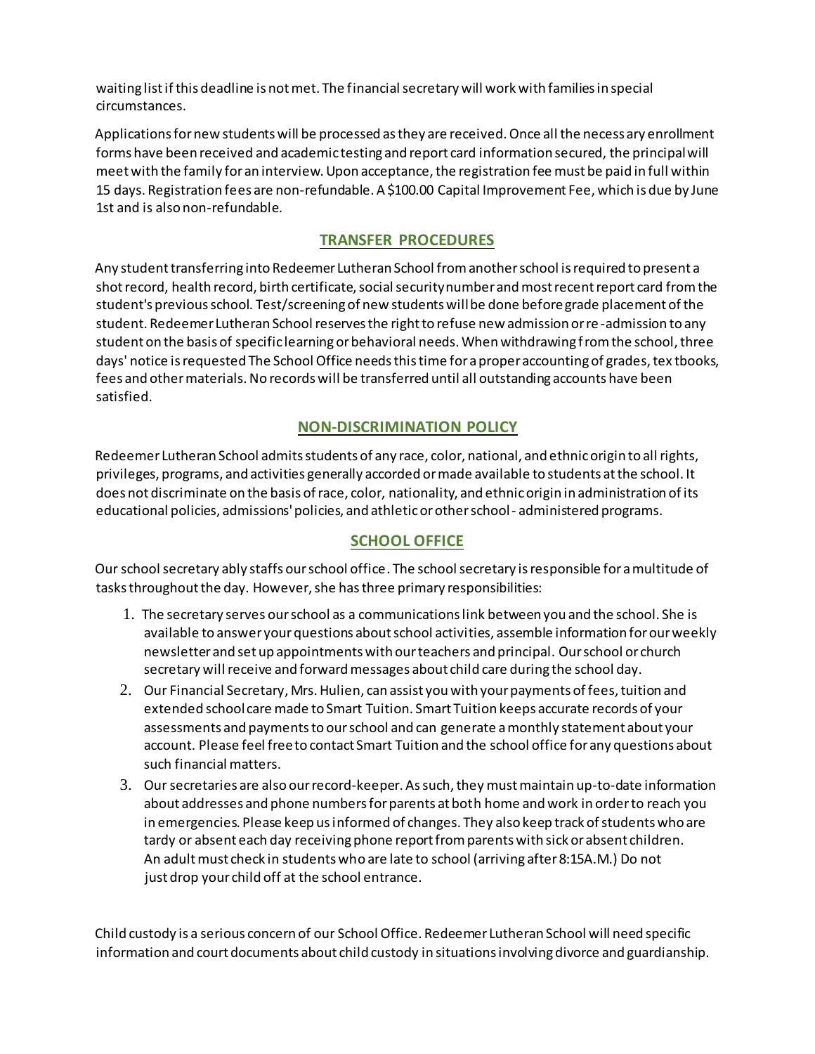waiting list if this deadline is not met. The financial secretary will work with families in special circumstances.

Applications for new students will be processed as they are received. Once all the necessary enrollment forms have been received and academic testing and report card information secured, the principal will meet with the family for an interview. Upon acceptance, the registration fee must be paid in full within 15 days. Registration fees are non-refundable. A $100.00 Capital Improvement Fee, which is due by June 1st and is also non-refundable.

## TRANSFER PROCEDURES

Any student transferring into Redeemer Lutheran School from another school is required to present a shot record, health record, birth certificate, social security number and most recent report card from the student's previous school. Test/screening of new students will be done before grade placement of the student. Redeemer Lutheran School reserves the right to refuse new admission or re-admission to any student on the basis of specific learning or behavioral needs. When withdrawing from the school, three days' notice is requested The School Office needs this time for a proper accounting of grades, textbooks, fees and other materials. No records will be transferred until all outstanding accounts have been satisfied.

## NON-DISCRIMINATION POLICY

Redeemer Lutheran School admits students of any race, color, national, and ethnic origin to all rights, privileges, programs, and activities generally accorded or made available to students at the school. It does not discriminate on the basis of race, color, nationality, and ethnic origin in administration of its educational policies, admissions' policies, and athletic or other school- administered programs.

## SCHOOL OFFICE

Our school secretary ably staffs our school office. The school secretary is responsible for a multitude of tasks throughout the day. However, she has three primary responsibilities:

1. The secretary serves our school as a communications link between you and the school. She is available to answer your questions about school activities, assemble information for our weekly newsletter and set up appointments with our teachers and principal. Our school or church secretary will receive and forward messages about child care during the school day.
2. Our Financial Secretary, Mrs. Hulien, can assist you with your payments of fees, tuition and extended school care made to Smart Tuition. Smart Tuition keeps accurate records of your assessments and payments to our school and can generate a monthly statement about your account. Please feel free to contact Smart Tuition and the school office for any questions about such financial matters.
3. Our secretaries are also our record-keeper. As such, they must maintain up-to-date information about addresses and phone numbers for parents at both home and work in order to reach you in emergencies. Please keep us informed of changes. They also keep track of students who are tardy or absent each day receiving phone report from parents with sick or absent children. An adult must check in students who are late to school (arriving after 8:15A.M.) Do not just drop your child off at the school entrance.

Child custody is a serious concern of our School Office. Redeemer Lutheran School will need specific information and court documents about child custody in situations involving divorce and guardianship.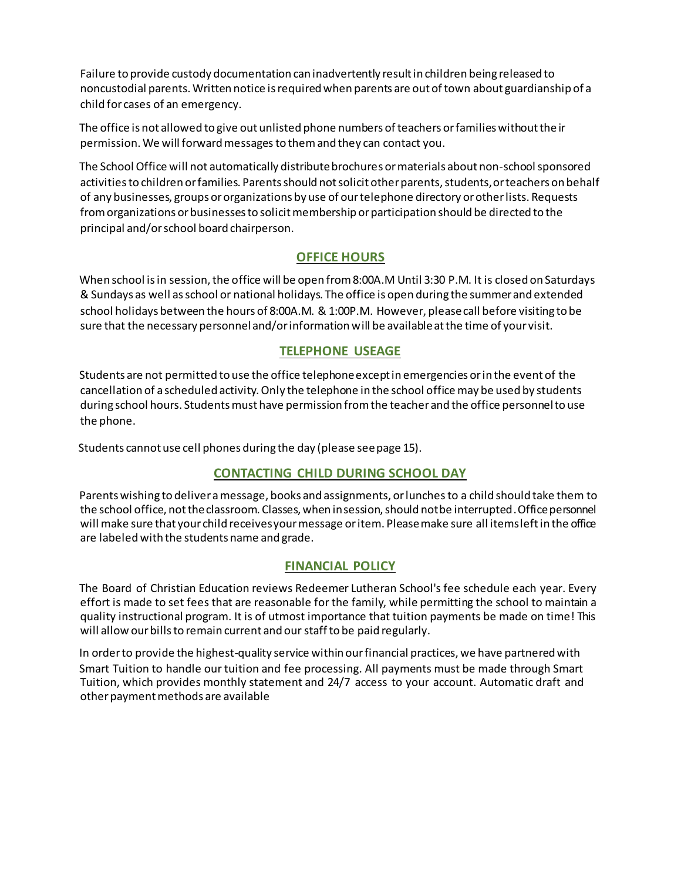Failure to provide custody documentation can inadvertently result in children being released to noncustodial parents. Written notice is required when parents are out of town about guardianship of a child for cases of an emergency.

The office is not allowed to give out unlisted phone numbers of teachers or families without the ir permission. We will forward messages to them and they can contact you.

The School Office will not automatically distribute brochures or materials about non-school sponsored activities to children or families. Parents should not solicit other parents, students, or teachers on behalf of any businesses, groups or organizations by use of our telephone directory or other lists. Requests from organizations or businesses to solicit membership or participation should be directed to the principal and/or school board chairperson.

## OFFICE HOURS

When school is in session, the office will be open from 8:00A.M Until 3:30 P.M. It is closed on Saturdays & Sundays as well as school or national holidays. The office is open during the summer and extended school holidays between the hours of 8:00A.M. & 1:00P.M. However, please call before visiting to be sure that the necessary personnel and/or information will be available at the time of your visit.

## TELEPHONE USEAGE

Students are not permitted to use the office telephone except in emergencies or in the event of the cancellation of a scheduled activity. Only the telephone in the school office may be used by students during school hours. Students must have permission from the teacher and the office personnel to use the phone.

Students cannot use cell phones during the day (please see page 15).

## CONTACTING CHILD DURING SCHOOL DAY

Parents wishing to deliver a message, books and assignments, or lunches to a child should take them to the school office, not the classroom. Classes, when in session, should not be interrupted. Office personnel will make sure that your child receives your message or item. Please make sure all items left in the office are labeled with the students name and grade.

## FINANCIAL POLICY

The Board of Christian Education reviews Redeemer Lutheran School's fee schedule each year. Every effort is made to set fees that are reasonable for the family, while permitting the school to maintain a quality instructional program. It is of utmost importance that tuition payments be made on time! This will allow our bills to remain current and our staff to be paid regularly.

In order to provide the highest-quality service within our financial practices, we have partnered with Smart Tuition to handle our tuition and fee processing. All payments must be made through Smart Tuition, which provides monthly statement and 24/7 access to your account. Automatic draft and other payment methods are available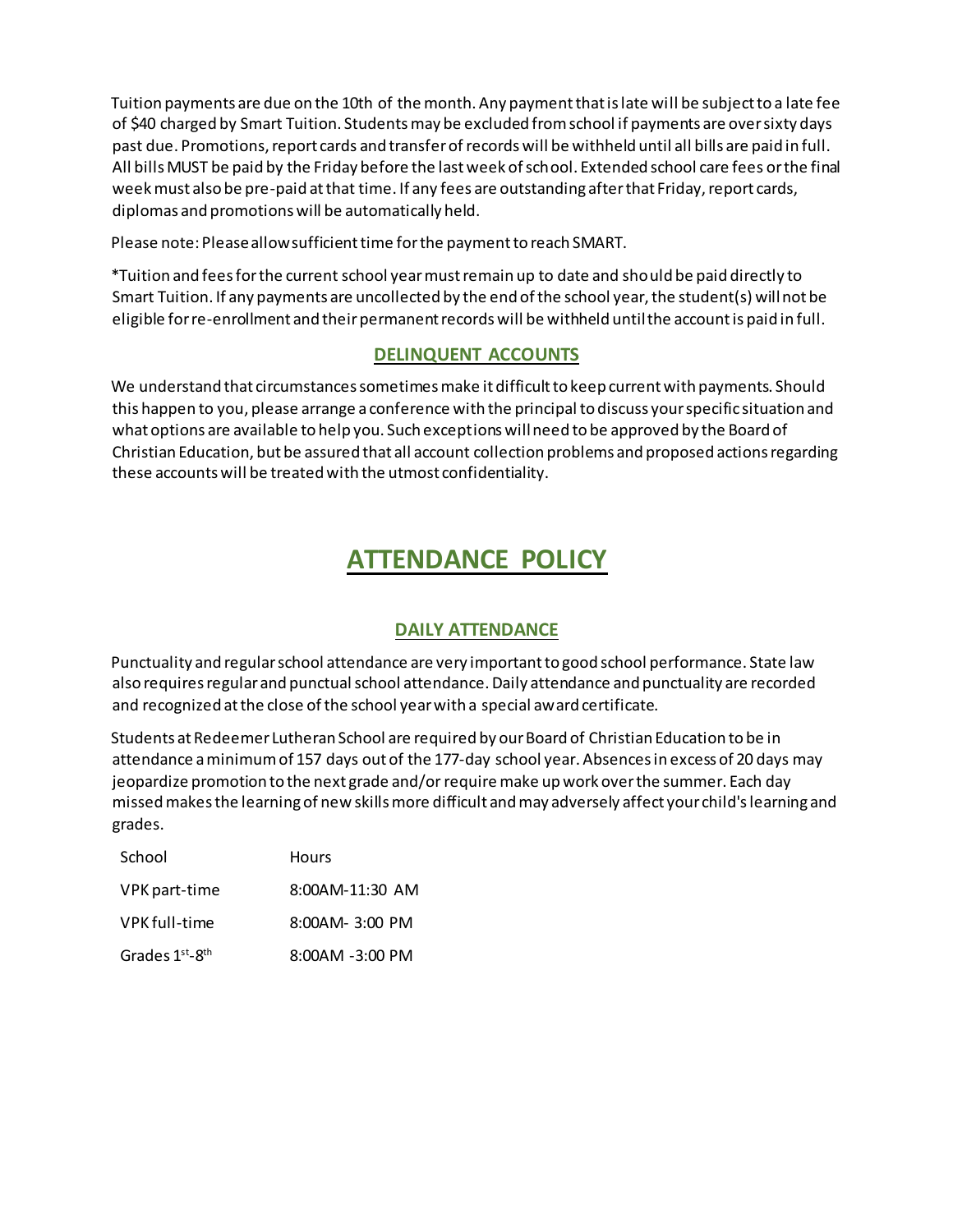Tuition payments are due on the 10th of the month. Any payment that is late will be subject to a late fee of $40 charged by Smart Tuition. Students may be excluded from school if payments are over sixty days past due. Promotions, report cards and transfer of records will be withheld until all bills are paid in full. All bills MUST be paid by the Friday before the last week of school. Extended school care fees or the final week must also be pre-paid at that time. If any fees are outstanding after that Friday, report cards, diplomas and promotions will be automatically held.

Please note: Please allow sufficient time for the payment to reach SMART.

*Tuition and fees for the current school year must remain up to date and should be paid directly to Smart Tuition. If any payments are uncollected by the end of the school year, the student(s) will not be eligible for re-enrollment and their permanent records will be withheld until the account is paid in full.

### DELINQUENT ACCOUNTS

We understand that circumstances sometimes make it difficult to keep current with payments. Should this happen to you, please arrange a conference with the principal to discuss your specific situation and what options are available to help you. Such exceptions will need to be approved by the Board of Christian Education, but be assured that all account collection problems and proposed actions regarding these accounts will be treated with the utmost confidentiality.

## ATTENDANCE POLICY

### DAILY ATTENDANCE

Punctuality and regular school attendance are very important to good school performance. State law also requires regular and punctual school attendance. Daily attendance and punctuality are recorded and recognized at the close of the school year with a special award certificate.

Students at Redeemer Lutheran School are required by our Board of Christian Education to be in attendance a minimum of 157 days out of the 177-day school year. Absences in excess of 20 days may jeopardize promotion to the next grade and/or require make up work over the summer. Each day missed makes the learning of new skills more difficult and may adversely affect your child's learning and grades.

| School | Hours |
| --- | --- |
| VPK part-time | 8:00AM-11:30 AM |
| VPK full-time | 8:00AM- 3:00 PM |
| Grades 1st-8th | 8:00AM -3:00 PM |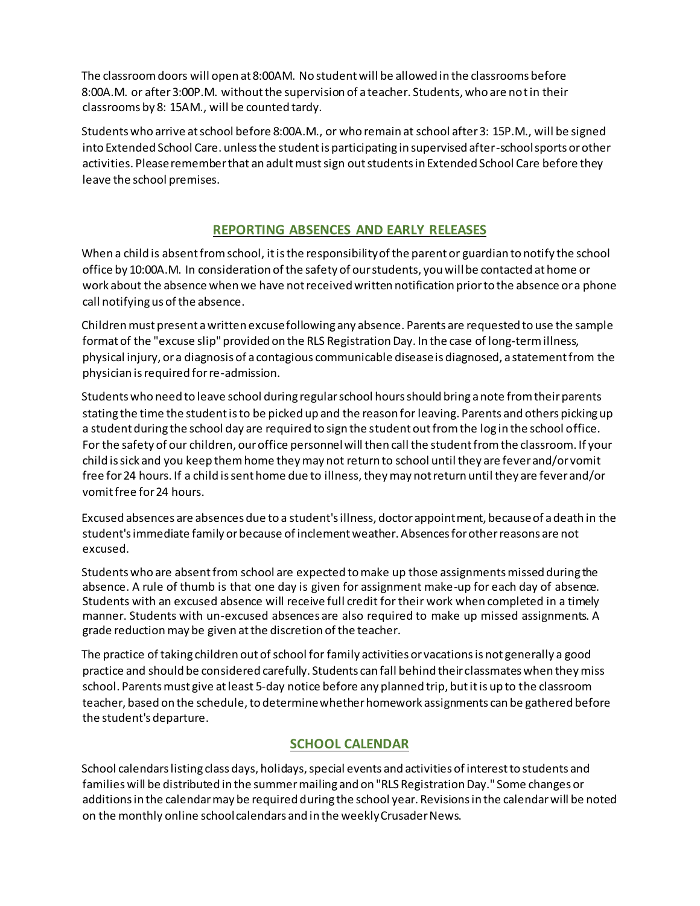The classroom doors will open at 8:00AM. No student will be allowed in the classrooms before 8:00A.M. or after 3:00P.M. without the supervision of a teacher. Students, who are not in their classrooms by 8: 15AM., will be counted tardy.

Students who arrive at school before 8:00A.M., or who remain at school after 3: 15P.M., will be signed into Extended School Care. unless the student is participating in supervised after-school sports or other activities. Please remember that an adult must sign out students in Extended School Care before they leave the school premises.

## REPORTING ABSENCES AND EARLY RELEASES

When a child is absent from school, it is the responsibility of the parent or guardian to notify the school office by 10:00A.M. In consideration of the safety of our students, you will be contacted at home or work about the absence when we have not received written notification prior to the absence or a phone call notifying us of the absence.

Children must present a written excuse following any absence. Parents are requested to use the sample format of the "excuse slip" provided on the RLS Registration Day. In the case of long-term illness, physical injury, or a diagnosis of a contagious communicable disease is diagnosed, a statement from the physician is required for re-admission.

Students who need to leave school during regular school hours should bring a note from their parents stating the time the student is to be picked up and the reason for leaving. Parents and others picking up a student during the school day are required to sign the student out from the log in the school office. For the safety of our children, our office personnel will then call the student from the classroom. If your child is sick and you keep them home they may not return to school until they are fever and/or vomit free for 24 hours. If a child is sent home due to illness, they may not return until they are fever and/or vomit free for 24 hours.

Excused absences are absences due to a student's illness, doctor appointment, because of a death in the student's immediate family or because of inclement weather. Absences for other reasons are not excused.

Students who are absent from school are expected to make up those assignments missed during the absence. A rule of thumb is that one day is given for assignment make-up for each day of absence. Students with an excused absence will receive full credit for their work when completed in a timely manner. Students with un-excused absences are also required to make up missed assignments. A grade reduction may be given at the discretion of the teacher.

The practice of taking children out of school for family activities or vacations is not generally a good practice and should be considered carefully. Students can fall behind their classmates when they miss school. Parents must give at least 5-day notice before any planned trip, but it is up to the classroom teacher, based on the schedule, to determine whether homework assignments can be gathered before the student's departure.

## SCHOOL CALENDAR

School calendars listing class days, holidays, special events and activities of interest to students and families will be distributed in the summer mailing and on "RLS Registration Day." Some changes or additions in the calendar may be required during the school year. Revisions in the calendar will be noted on the monthly online school calendars and in the weekly Crusader News.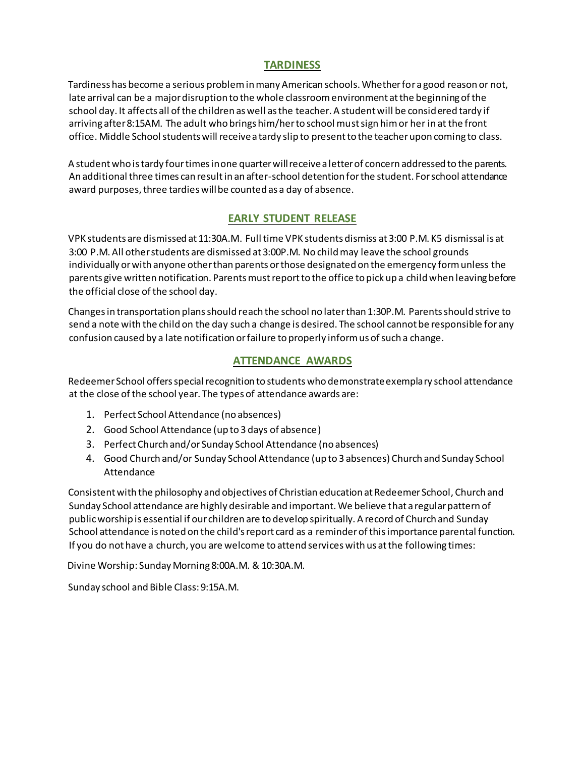## TARDINESS

Tardiness has become a serious problem in many American schools. Whether for a good reason or not, late arrival can be a major disruption to the whole classroom environment at the beginning of the school day. It affects all of the children as well as the teacher. A student will be considered tardy if arriving after 8:15AM. The adult who brings him/her to school must sign him or her in at the front office. Middle School students will receive a tardy slip to present to the teacher upon coming to class.

A student who is tardy four times in one quarter will receive a letter of concern addressed to the parents. An additional three times can result in an after-school detention for the student. For school attendance award purposes, three tardies will be counted as a day of absence.

## EARLY STUDENT RELEASE

VPK students are dismissed at 11:30A.M. Full time VPK students dismiss at 3:00 P.M. K5 dismissal is at 3:00 P.M. All other students are dismissed at 3:00P.M. No child may leave the school grounds individually or with anyone other than parents or those designated on the emergency form unless the parents give written notification. Parents must report to the office to pick up a child when leaving before the official close of the school day.

Changes in transportation plans should reach the school no later than 1:30P.M. Parents should strive to send a note with the child on the day such a change is desired. The school cannot be responsible for any confusion caused by a late notification or failure to properly inform us of such a change.

## ATTENDANCE AWARDS

Redeemer School offers special recognition to students who demonstrate exemplary school attendance at the close of the school year. The types of attendance awards are:

1. Perfect School Attendance (no absences)
2. Good School Attendance (up to 3 days of absence)
3. Perfect Church and/or Sunday School Attendance (no absences)
4. Good Church and/or Sunday School Attendance (up to 3 absences) Church and Sunday School Attendance

Consistent with the philosophy and objectives of Christian education at Redeemer School, Church and Sunday School attendance are highly desirable and important. We believe that a regular pattern of public worship is essential if our children are to develop spiritually. A record of Church and Sunday School attendance is noted on the child's report card as a reminder of this importance parental function. If you do not have a church, you are welcome to attend services with us at the following times:

Divine Worship: Sunday Morning 8:00A.M. & 10:30A.M.

Sunday school and Bible Class: 9:15A.M.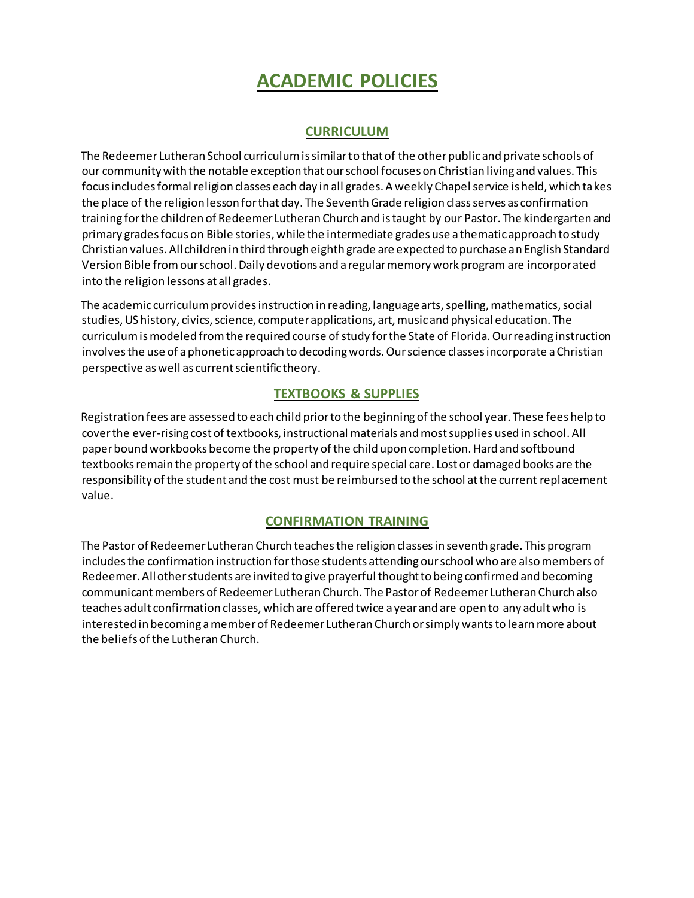# ACADEMIC POLICIES

## CURRICULUM

The Redeemer Lutheran School curriculum is similar to that of the other public and private schools of our community with the notable exception that our school focuses on Christian living and values. This focus includes formal religion classes each day in all grades. A weekly Chapel service is held, which takes the place of the religion lesson for that day. The Seventh Grade religion class serves as confirmation training for the children of Redeemer Lutheran Church and is taught by our Pastor. The kindergarten and primary grades focus on Bible stories, while the intermediate grades use a thematic approach to study Christian values. All children in third through eighth grade are expected to purchase an English Standard Version Bible from our school. Daily devotions and a regular memory work program are incorporated into the religion lessons at all grades.

The academic curriculum provides instruction in reading, language arts, spelling, mathematics, social studies, US history, civics, science, computer applications, art, music and physical education. The curriculum is modeled from the required course of study for the State of Florida. Our reading instruction involves the use of a phonetic approach to decoding words. Our science classes incorporate a Christian perspective as well as current scientific theory.

## TEXTBOOKS & SUPPLIES

Registration fees are assessed to each child prior to the beginning of the school year. These fees help to cover the ever-rising cost of textbooks, instructional materials and most supplies used in school. All paper bound workbooks become the property of the child upon completion. Hard and softbound textbooks remain the property of the school and require special care. Lost or damaged books are the responsibility of the student and the cost must be reimbursed to the school at the current replacement value.

## CONFIRMATION TRAINING

The Pastor of Redeemer Lutheran Church teaches the religion classes in seventh grade. This program includes the confirmation instruction for those students attending our school who are also members of Redeemer. All other students are invited to give prayerful thought to being confirmed and becoming communicant members of Redeemer Lutheran Church. The Pastor of Redeemer Lutheran Church also teaches adult confirmation classes, which are offered twice a year and are open to any adult who is interested in becoming a member of Redeemer Lutheran Church or simply wants to learn more about the beliefs of the Lutheran Church.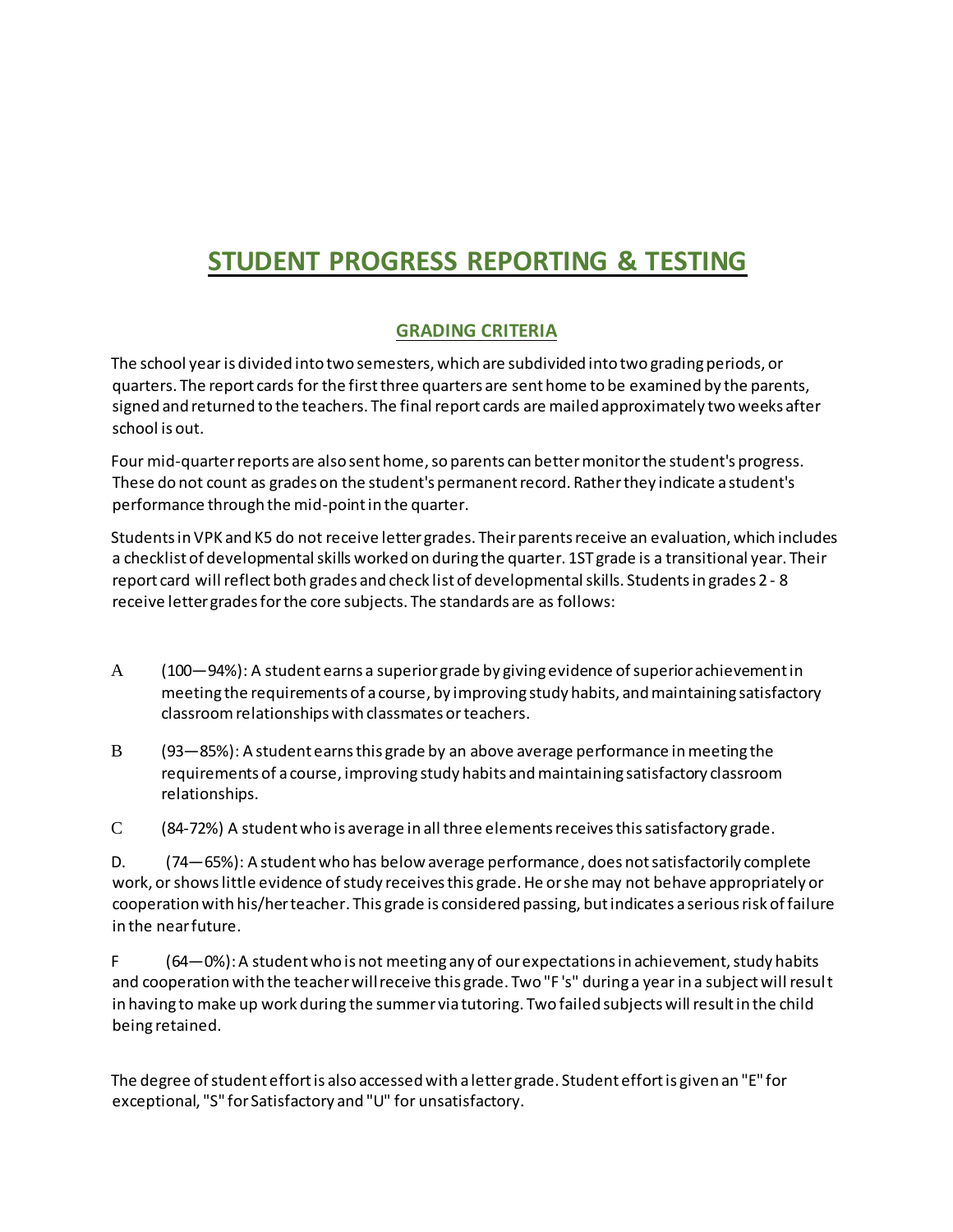# STUDENT PROGRESS REPORTING & TESTING

## GRADING CRITERIA

The school year is divided into two semesters, which are subdivided into two grading periods, or quarters. The report cards for the first three quarters are sent home to be examined by the parents, signed and returned to the teachers. The final report cards are mailed approximately two weeks after school is out.

Four mid-quarter reports are also sent home, so parents can better monitor the student's progress. These do not count as grades on the student's permanent record. Rather they indicate a student's performance through the mid-point in the quarter.

Students in VPK and K5 do not receive letter grades. Their parents receive an evaluation, which includes a checklist of developmental skills worked on during the quarter. 1ST grade is a transitional year. Their report card will reflect both grades and check list of developmental skills. Students in grades 2 - 8 receive letter grades for the core subjects. The standards are as follows:

A (100—94%): A student earns a superior grade by giving evidence of superior achievement in meeting the requirements of a course, by improving study habits, and maintaining satisfactory classroom relationships with classmates or teachers.

B (93—85%): A student earns this grade by an above average performance in meeting the requirements of a course, improving study habits and maintaining satisfactory classroom relationships.

C (84-72%) A student who is average in all three elements receives this satisfactory grade.

D. (74—65%): A student who has below average performance, does not satisfactorily complete work, or shows little evidence of study receives this grade. He or she may not behave appropriately or cooperation with his/her teacher. This grade is considered passing, but indicates a serious risk of failure in the near future.

F (64—0%): A student who is not meeting any of our expectations in achievement, study habits and cooperation with the teacher will receive this grade. Two "F 's" during a year in a subject will result in having to make up work during the summer via tutoring. Two failed subjects will result in the child being retained.

The degree of student effort is also accessed with a letter grade. Student effort is given an "E" for exceptional, "S" for Satisfactory and "U" for unsatisfactory.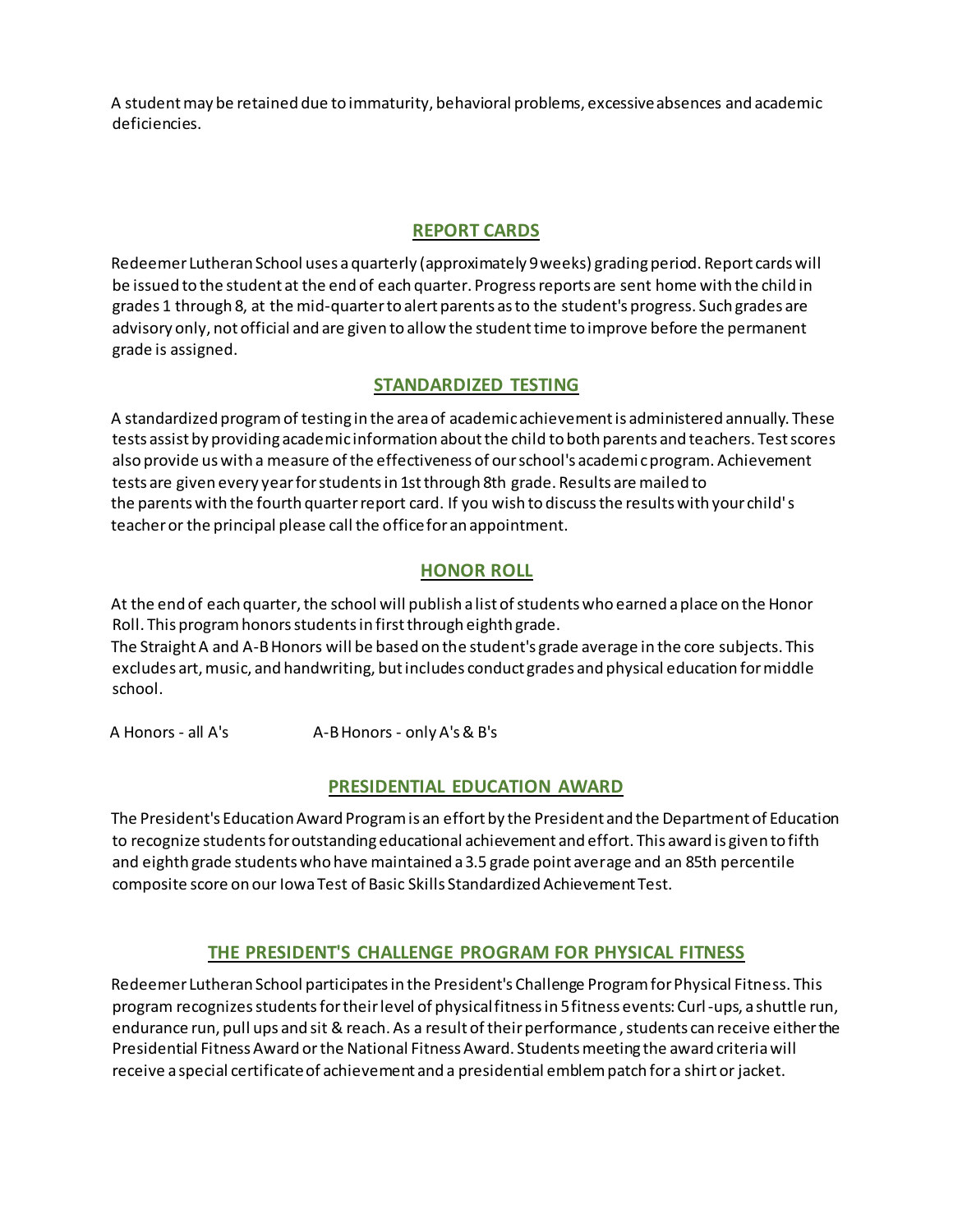A student may be retained due to immaturity, behavioral problems, excessive absences and academic deficiencies.

## REPORT CARDS

Redeemer Lutheran School uses a quarterly (approximately 9 weeks) grading period. Report cards will be issued to the student at the end of each quarter. Progress reports are sent home with the child in grades 1 through 8, at the mid-quarter to alert parents as to the student's progress. Such grades are advisory only, not official and are given to allow the student time to improve before the permanent grade is assigned.

## STANDARDIZED TESTING

A standardized program of testing in the area of academic achievement is administered annually. These tests assist by providing academic information about the child to both parents and teachers. Test scores also provide us with a measure of the effectiveness of our school's academic program. Achievement tests are given every year for students in 1st through 8th grade. Results are mailed to the parents with the fourth quarter report card. If you wish to discuss the results with your child's teacher or the principal please call the office for an appointment.

## HONOR ROLL

At the end of each quarter, the school will publish a list of students who earned a place on the Honor Roll. This program honors students in first through eighth grade.
The Straight A and A-B Honors will be based on the student's grade average in the core subjects. This excludes art, music, and handwriting, but includes conduct grades and physical education for middle school.

A Honors - all A's A-B Honors - only A's & B's

## PRESIDENTIAL EDUCATION AWARD

The President's Education Award Program is an effort by the President and the Department of Education to recognize students for outstanding educational achievement and effort. This award is given to fifth and eighth grade students who have maintained a 3.5 grade point average and an 85th percentile composite score on our Iowa Test of Basic Skills Standardized Achievement Test.

## THE PRESIDENT'S CHALLENGE PROGRAM FOR PHYSICAL FITNESS

Redeemer Lutheran School participates in the President's Challenge Program for Physical Fitness. This program recognizes students for their level of physical fitness in 5 fitness events: Curl-ups, a shuttle run, endurance run, pull ups and sit & reach. As a result of their performance, students can receive either the Presidential Fitness Award or the National Fitness Award. Students meeting the award criteria will receive a special certificate of achievement and a presidential emblem patch for a shirt or jacket.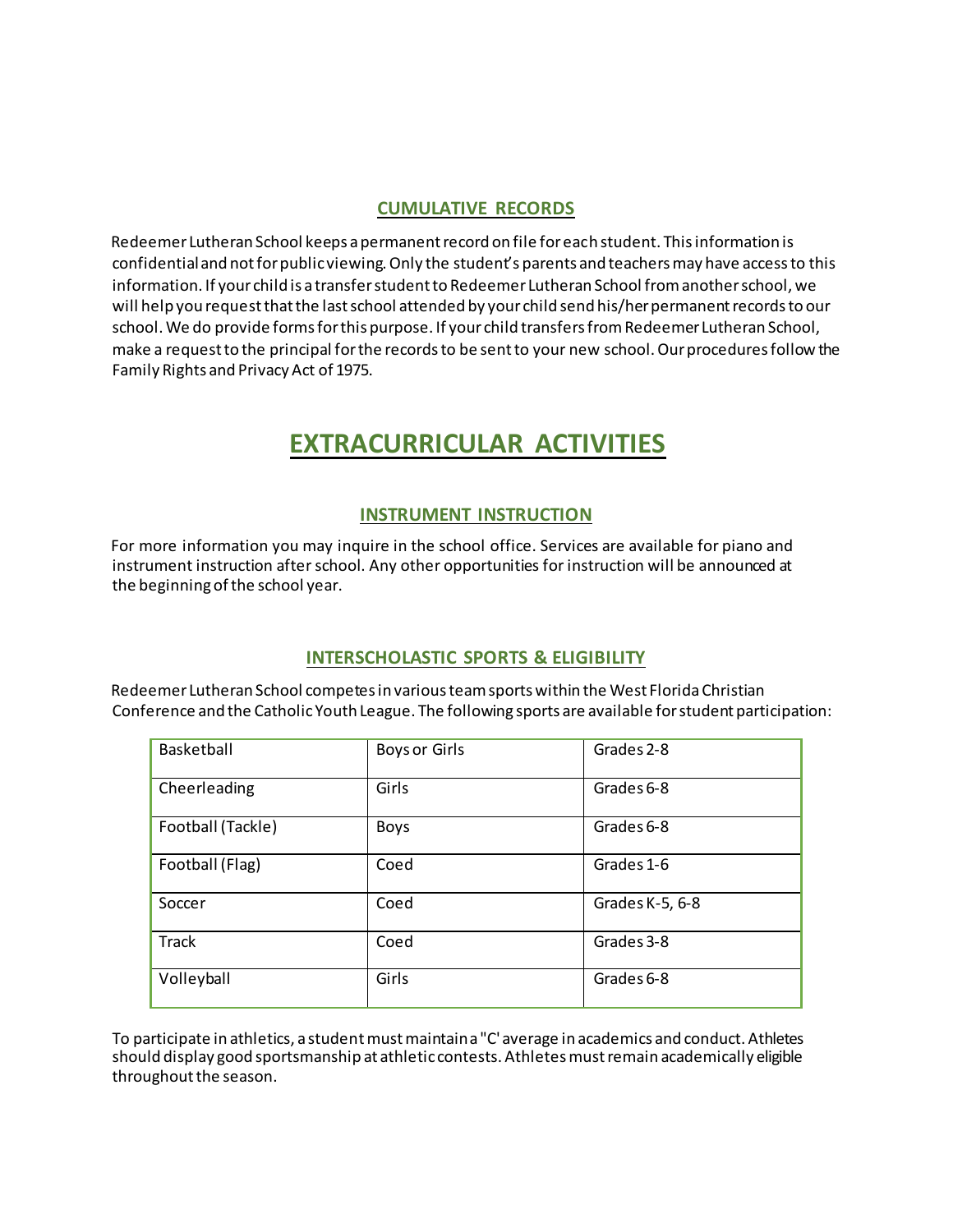## CUMULATIVE RECORDS

Redeemer Lutheran School keeps a permanent record on file for each student. This information is confidential and not for public viewing. Only the student's parents and teachers may have access to this information. If your child is a transfer student to Redeemer Lutheran School from another school, we will help you request that the last school attended by your child send his/her permanent records to our school. We do provide forms for this purpose. If your child transfers from Redeemer Lutheran School, make a request to the principal for the records to be sent to your new school. Our procedures follow the Family Rights and Privacy Act of 1975.

# EXTRACURRICULAR ACTIVITIES

## INSTRUMENT INSTRUCTION

For more information you may inquire in the school office. Services are available for piano and instrument instruction after school. Any other opportunities for instruction will be announced at the beginning of the school year.

## INTERSCHOLASTIC SPORTS & ELIGIBILITY

Redeemer Lutheran School competes in various team sports within the West Florida Christian Conference and the Catholic Youth League. The following sports are available for student participation:

| Sport | Participants | Grades |
|---|---|---|
| Basketball | Boys or Girls | Grades 2-8 |
| Cheerleading | Girls | Grades 6-8 |
| Football (Tackle) | Boys | Grades 6-8 |
| Football (Flag) | Coed | Grades 1-6 |
| Soccer | Coed | Grades K-5, 6-8 |
| Track | Coed | Grades 3-8 |
| Volleyball | Girls | Grades 6-8 |

To participate in athletics, a student must maintain a "C' average in academics and conduct. Athletes should display good sportsmanship at athletic contests. Athletes must remain academically eligible throughout the season.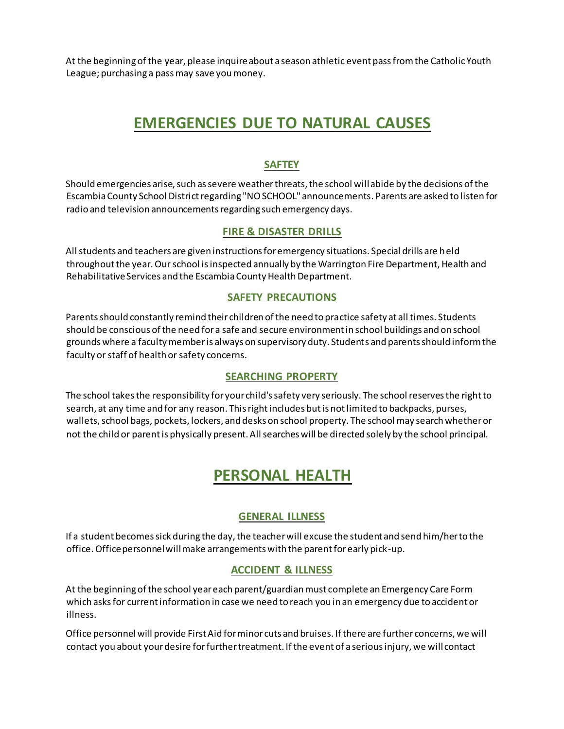At the beginning of the year, please inquire about a season athletic event pass from the Catholic Youth League; purchasing a pass may save you money.

# EMERGENCIES DUE TO NATURAL CAUSES

## SAFTEY

Should emergencies arise, such as severe weather threats, the school will abide by the decisions of the Escambia County School District regarding "NO SCHOOL" announcements. Parents are asked to listen for radio and television announcements regarding such emergency days.

## FIRE & DISASTER DRILLS

All students and teachers are given instructions for emergency situations. Special drills are held throughout the year. Our school is inspected annually by the Warrington Fire Department, Health and Rehabilitative Services and the Escambia County Health Department.

## SAFETY PRECAUTIONS

Parents should constantly remind their children of the need to practice safety at all times. Students should be conscious of the need for a safe and secure environment in school buildings and on school grounds where a faculty member is always on supervisory duty. Students and parents should inform the faculty or staff of health or safety concerns.

## SEARCHING PROPERTY

The school takes the responsibility for your child's safety very seriously. The school reserves the right to search, at any time and for any reason. This right includes but is not limited to backpacks, purses, wallets, school bags, pockets, lockers, and desks on school property. The school may search whether or not the child or parent is physically present. All searches will be directed solely by the school principal.

# PERSONAL HEALTH

## GENERAL ILLNESS

If a student becomes sick during the day, the teacher will excuse the student and send him/her to the office. Office personnel will make arrangements with the parent for early pick-up.

## ACCIDENT & ILLNESS

At the beginning of the school year each parent/guardian must complete an Emergency Care Form which asks for current information in case we need to reach you in an emergency due to accident or illness.

Office personnel will provide First Aid for minor cuts and bruises. If there are further concerns, we will contact you about your desire for further treatment. If the event of a serious injury, we will contact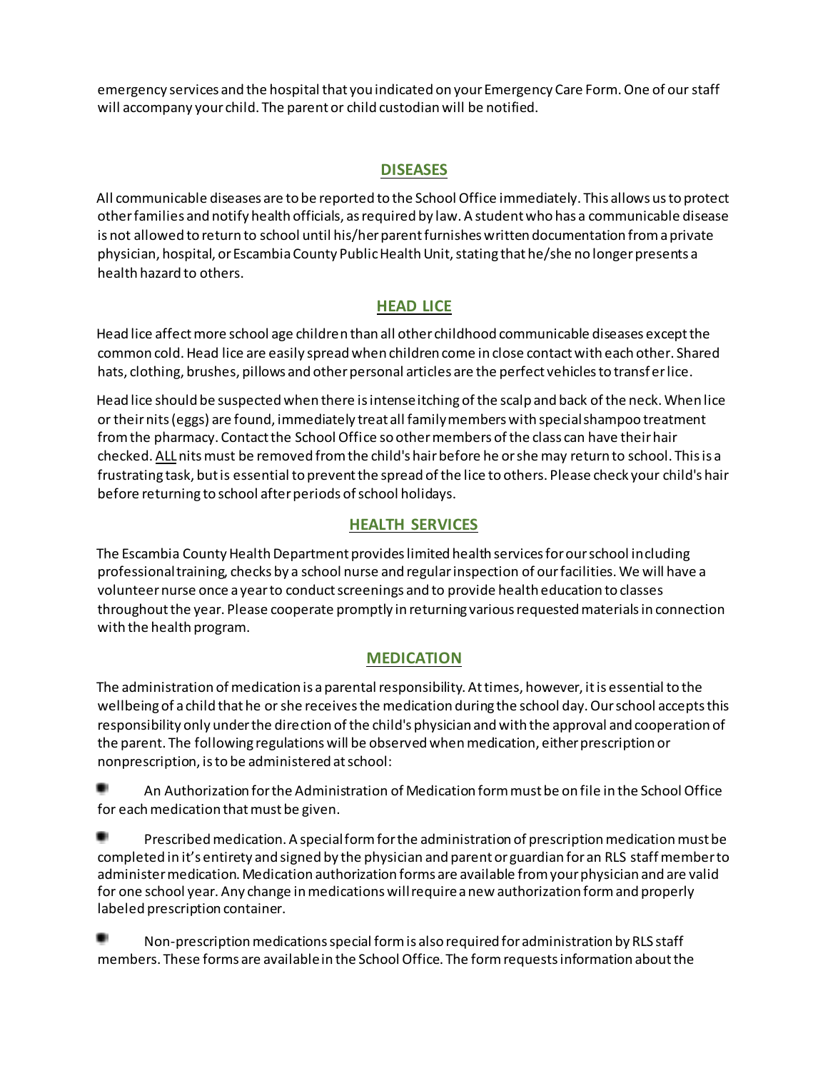emergency services and the hospital that you indicated on your Emergency Care Form. One of our staff will accompany your child. The parent or child custodian will be notified.

## DISEASES

All communicable diseases are to be reported to the School Office immediately. This allows us to protect other families and notify health officials, as required by law. A student who has a communicable disease is not allowed to return to school until his/her parent furnishes written documentation from a private physician, hospital, or Escambia County Public Health Unit, stating that he/she no longer presents a health hazard to others.

## HEAD LICE

Head lice affect more school age children than all other childhood communicable diseases except the common cold. Head lice are easily spread when children come in close contact with each other. Shared hats, clothing, brushes, pillows and other personal articles are the perfect vehicles to transfer lice.

Head lice should be suspected when there is intense itching of the scalp and back of the neck. When lice or their nits (eggs) are found, immediately treat all family members with special shampoo treatment from the pharmacy. Contact the School Office so other members of the class can have their hair checked. ALL nits must be removed from the child's hair before he or she may return to school. This is a frustrating task, but is essential to prevent the spread of the lice to others. Please check your child's hair before returning to school after periods of school holidays.

## HEALTH SERVICES

The Escambia County Health Department provides limited health services for our school including professional training, checks by a school nurse and regular inspection of our facilities. We will have a volunteer nurse once a year to conduct screenings and to provide health education to classes throughout the year. Please cooperate promptly in returning various requested materials in connection with the health program.

## MEDICATION

The administration of medication is a parental responsibility. At times, however, it is essential to the wellbeing of a child that he or she receives the medication during the school day. Our school accepts this responsibility only under the direction of the child's physician and with the approval and cooperation of the parent. The following regulations will be observed when medication, either prescription or nonprescription, is to be administered at school:

- An Authorization for the Administration of Medication form must be on file in the School Office for each medication that must be given.
- Prescribed medication. A special form for the administration of prescription medication must be completed in it's entirety and signed by the physician and parent or guardian for an RLS staff member to administer medication. Medication authorization forms are available from your physician and are valid for one school year. Any change in medications will require a new authorization form and properly labeled prescription container.
- Non-prescription medications special form is also required for administration by RLS staff members. These forms are available in the School Office. The form requests information about the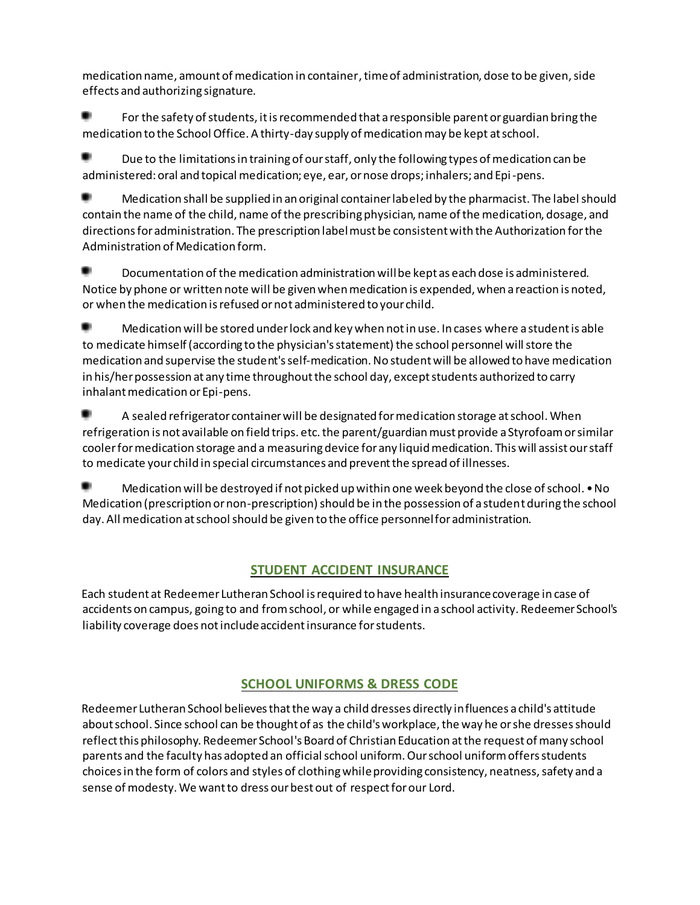medication name, amount of medication in container, time of administration, dose to be given, side effects and authorizing signature.

- For the safety of students, it is recommended that a responsible parent or guardian bring the medication to the School Office. A thirty-day supply of medication may be kept at school.

- Due to the limitations in training of our staff, only the following types of medication can be administered: oral and topical medication; eye, ear, or nose drops; inhalers; and Epi-pens.

- Medication shall be supplied in an original container labeled by the pharmacist. The label should contain the name of the child, name of the prescribing physician, name of the medication, dosage, and directions for administration. The prescription label must be consistent with the Authorization for the Administration of Medication form.

- Documentation of the medication administration will be kept as each dose is administered. Notice by phone or written note will be given when medication is expended, when a reaction is noted, or when the medication is refused or not administered to your child.

- Medication will be stored under lock and key when not in use. In cases where a student is able to medicate himself (according to the physician's statement) the school personnel will store the medication and supervise the student's self-medication. No student will be allowed to have medication in his/her possession at any time throughout the school day, except students authorized to carry inhalant medication or Epi-pens.

- A sealed refrigerator container will be designated for medication storage at school. When refrigeration is not available on field trips. etc. the parent/guardian must provide a Styrofoam or similar cooler for medication storage and a measuring device for any liquid medication. This will assist our staff to medicate your child in special circumstances and prevent the spread of illnesses.

- Medication will be destroyed if not picked up within one week beyond the close of school. • No Medication (prescription or non-prescription) should be in the possession of a student during the school day. All medication at school should be given to the office personnel for administration.

## STUDENT ACCIDENT INSURANCE

Each student at Redeemer Lutheran School is required to have health insurance coverage in case of accidents on campus, going to and from school, or while engaged in a school activity. Redeemer School's liability coverage does not include accident insurance for students.

## SCHOOL UNIFORMS & DRESS CODE

Redeemer Lutheran School believes that the way a child dresses directly influences a child's attitude about school. Since school can be thought of as the child's workplace, the way he or she dresses should reflect this philosophy. Redeemer School's Board of Christian Education at the request of many school parents and the faculty has adopted an official school uniform. Our school uniform offers students choices in the form of colors and styles of clothing while providing consistency, neatness, safety and a sense of modesty. We want to dress our best out of respect for our Lord.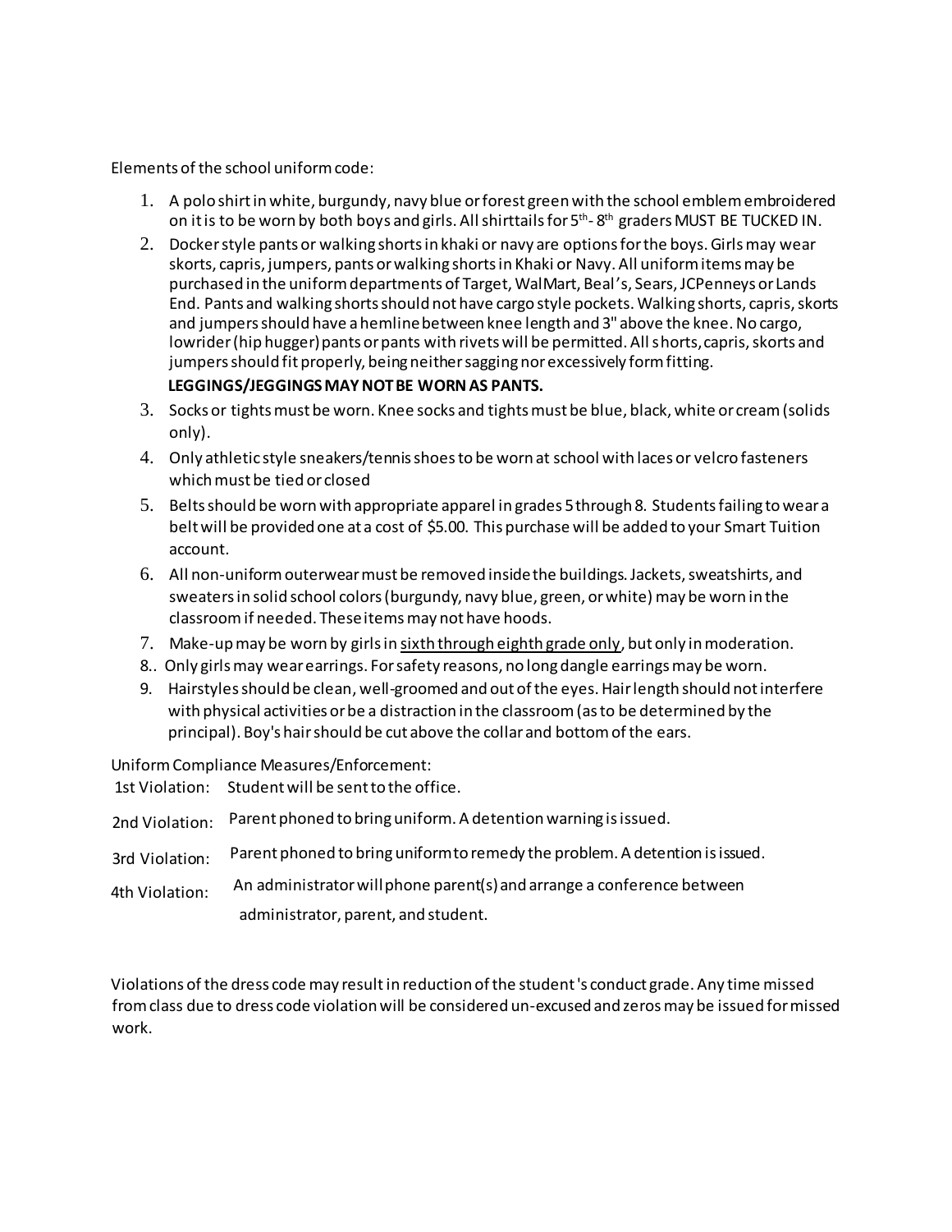Elements of the school uniform code:

1. A polo shirt in white, burgundy, navy blue or forest green with the school emblem embroidered on it is to be worn by both boys and girls. All shirttails for 5th- 8th graders MUST BE TUCKED IN.
2. Docker style pants or walking shorts in khaki or navy are options for the boys. Girls may wear skorts, capris, jumpers, pants or walking shorts in Khaki or Navy. All uniform items may be purchased in the uniform departments of Target, WalMart, Beal's, Sears, JCPenneys or Lands End. Pants and walking shorts should not have cargo style pockets. Walking shorts, capris, skorts and jumpers should have a hemline between knee length and 3" above the knee. No cargo, lowrider (hip hugger) pants or pants with rivets will be permitted. All shorts, capris, skorts and jumpers should fit properly, being neither sagging nor excessively form fitting.
   **LEGGINGS/JEGGINGS MAY NOT BE WORN AS PANTS.**
3. Socks or tights must be worn. Knee socks and tights must be blue, black, white or cream (solids only).
4. Only athletic style sneakers/tennis shoes to be worn at school with laces or velcro fasteners which must be tied or closed
5. Belts should be worn with appropriate apparel in grades 5 through 8. Students failing to wear a belt will be provided one at a cost of $5.00. This purchase will be added to your Smart Tuition account.
6. All non-uniform outerwear must be removed inside the buildings. Jackets, sweatshirts, and sweaters in solid school colors (burgundy, navy blue, green, or white) may be worn in the classroom if needed. These items may not have hoods.
7. Make-up may be worn by girls in <u>sixth through eighth grade only</u>, but only in moderation.
8. Only girls may wear earrings. For safety reasons, no long dangle earrings may be worn.
9. Hairstyles should be clean, well-groomed and out of the eyes. Hair length should not interfere with physical activities or be a distraction in the classroom (as to be determined by the principal). Boy's hair should be cut above the collar and bottom of the ears.

Uniform Compliance Measures/Enforcement:

1st Violation: Student will be sent to the office.

2nd Violation: Parent phoned to bring uniform. A detention warning is issued.

3rd Violation: Parent phoned to bring uniform to remedy the problem. A detention is issued.

4th Violation: An administrator will phone parent(s) and arrange a conference between administrator, parent, and student.

Violations of the dress code may result in reduction of the student's conduct grade. Any time missed from class due to dress code violation will be considered un-excused and zeros may be issued for missed work.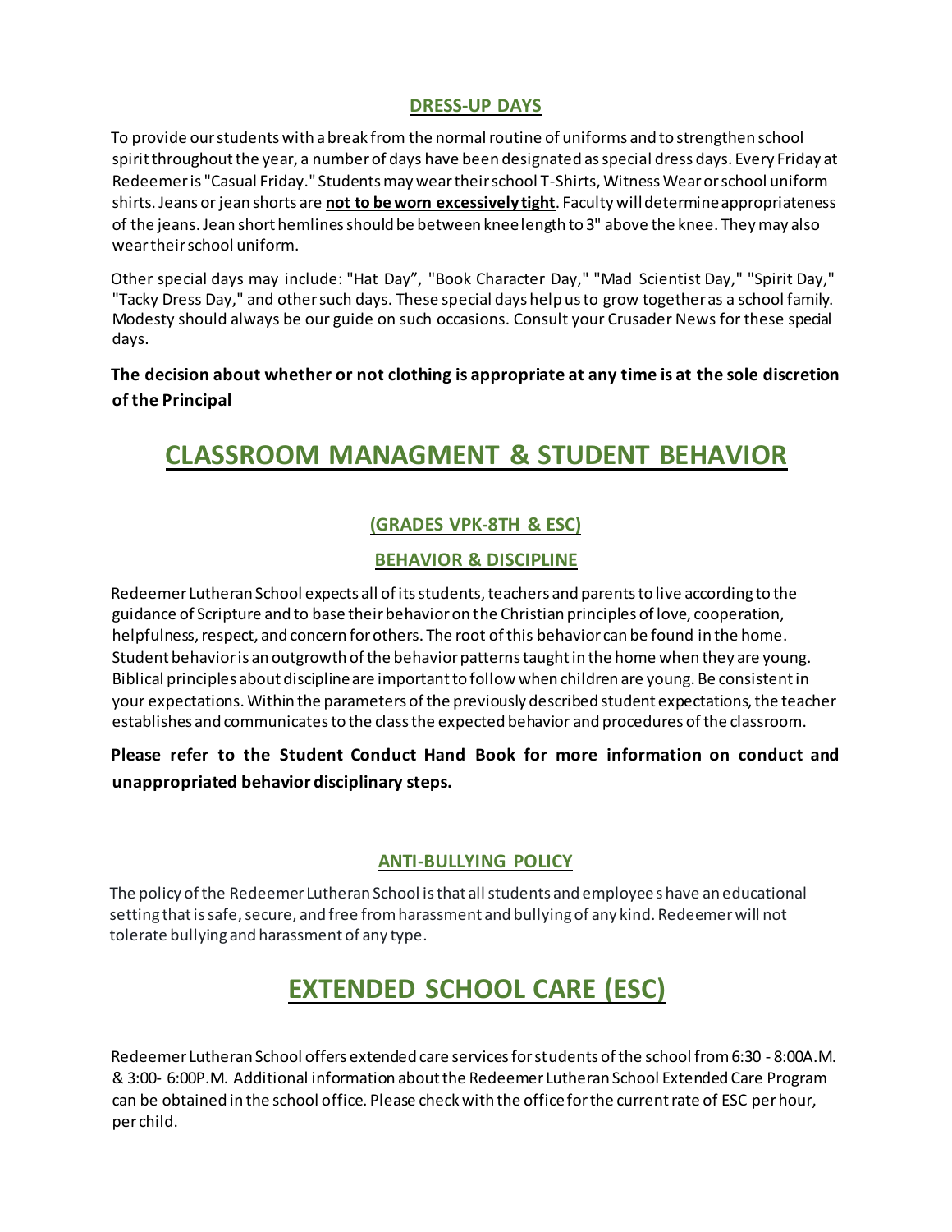### DRESS-UP DAYS

To provide our students with a break from the normal routine of uniforms and to strengthen school spirit throughout the year, a number of days have been designated as special dress days. Every Friday at Redeemer is "Casual Friday." Students may wear their school T-Shirts, Witness Wear or school uniform shirts. Jeans or jean shorts are **not to be worn excessively tight**. Faculty will determine appropriateness of the jeans. Jean short hemlines should be between knee length to 3" above the knee. They may also wear their school uniform.

Other special days may include: "Hat Day", "Book Character Day," "Mad Scientist Day," "Spirit Day," "Tacky Dress Day," and other such days. These special days help us to grow together as a school family. Modesty should always be our guide on such occasions. Consult your Crusader News for these special days.

**The decision about whether or not clothing is appropriate at any time is at the sole discretion of the Principal**

## CLASSROOM MANAGMENT & STUDENT BEHAVIOR

### (GRADES VPK-8TH & ESC)

### BEHAVIOR & DISCIPLINE

Redeemer Lutheran School expects all of its students, teachers and parents to live according to the guidance of Scripture and to base their behavior on the Christian principles of love, cooperation, helpfulness, respect, and concern for others. The root of this behavior can be found in the home. Student behavior is an outgrowth of the behavior patterns taught in the home when they are young. Biblical principles about discipline are important to follow when children are young. Be consistent in your expectations. Within the parameters of the previously described student expectations, the teacher establishes and communicates to the class the expected behavior and procedures of the classroom.

**Please refer to the Student Conduct Hand Book for more information on conduct and unappropriated behavior disciplinary steps.**

### ANTI-BULLYING POLICY

The policy of the Redeemer Lutheran School is that all students and employees have an educational setting that is safe, secure, and free from harassment and bullying of any kind. Redeemer will not tolerate bullying and harassment of any type.

## EXTENDED SCHOOL CARE (ESC)

Redeemer Lutheran School offers extended care services for students of the school from 6:30 - 8:00A.M. & 3:00- 6:00P.M. Additional information about the Redeemer Lutheran School Extended Care Program can be obtained in the school office. Please check with the office for the current rate of ESC per hour, per child.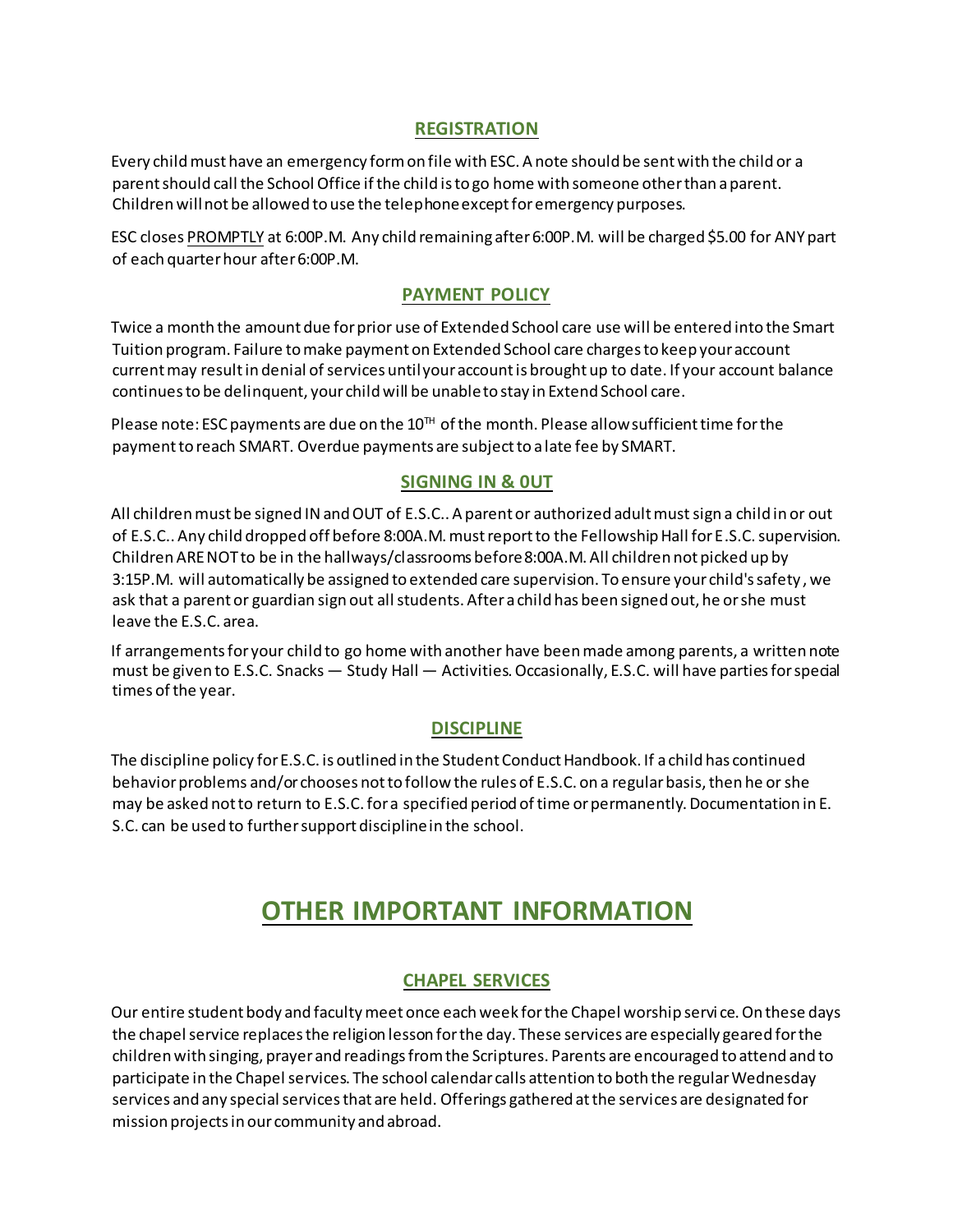## REGISTRATION

Every child must have an emergency form on file with ESC. A note should be sent with the child or a parent should call the School Office if the child is to go home with someone other than a parent. Children will not be allowed to use the telephone except for emergency purposes.

ESC closes PROMPTLY at 6:00P.M. Any child remaining after 6:00P.M. will be charged $5.00 for ANY part of each quarter hour after 6:00P.M.

## PAYMENT POLICY

Twice a month the amount due for prior use of Extended School care use will be entered into the Smart Tuition program. Failure to make payment on Extended School care charges to keep your account current may result in denial of services until your account is brought up to date. If your account balance continues to be delinquent, your child will be unable to stay in Extend School care.

Please note: ESC payments are due on the 10TH of the month. Please allow sufficient time for the payment to reach SMART. Overdue payments are subject to a late fee by SMART.

## SIGNING IN & 0UT

All children must be signed IN and OUT of E.S.C.. A parent or authorized adult must sign a child in or out of E.S.C.. Any child dropped off before 8:00A.M. must report to the Fellowship Hall for E.S.C. supervision. Children ARE NOT to be in the hallways/classrooms before 8:00A.M. All children not picked up by 3:15P.M. will automatically be assigned to extended care supervision. To ensure your child's safety, we ask that a parent or guardian sign out all students. After a child has been signed out, he or she must leave the E.S.C. area.

If arrangements for your child to go home with another have been made among parents, a written note must be given to E.S.C. Snacks — Study Hall — Activities. Occasionally, E.S.C. will have parties for special times of the year.

## DISCIPLINE

The discipline policy for E.S.C. is outlined in the Student Conduct Handbook. If a child has continued behavior problems and/or chooses not to follow the rules of E.S.C. on a regular basis, then he or she may be asked not to return to E.S.C. for a specified period of time or permanently. Documentation in E. S.C. can be used to further support discipline in the school.

# OTHER IMPORTANT INFORMATION

## CHAPEL SERVICES

Our entire student body and faculty meet once each week for the Chapel worship servi ce. On these days the chapel service replaces the religion lesson for the day. These services are especially geared for the children with singing, prayer and readings from the Scriptures. Parents are encouraged to attend and to participate in the Chapel services. The school calendar calls attention to both the regular Wednesday services and any special services that are held. Offerings gathered at the services are designated for mission projects in our community and abroad.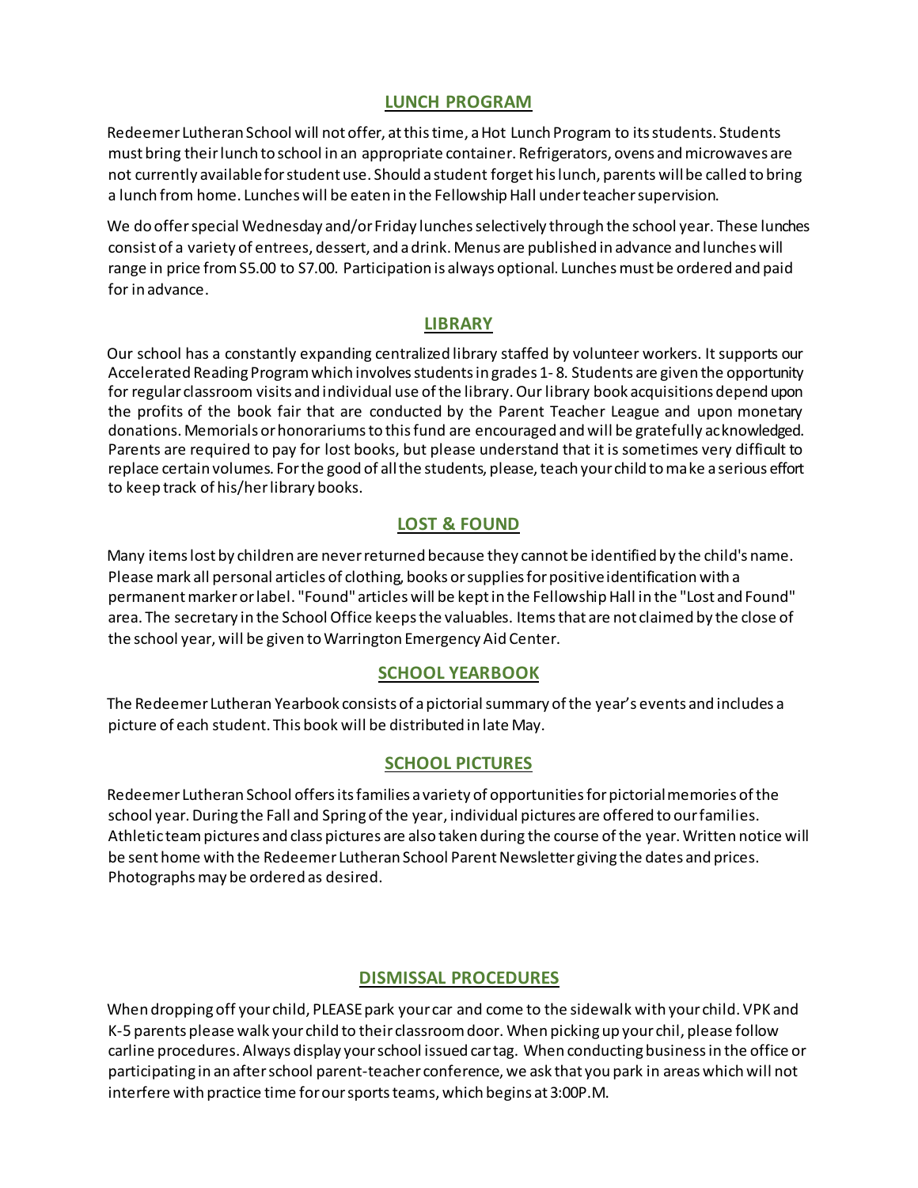## LUNCH PROGRAM

Redeemer Lutheran School will not offer, at this time, a Hot Lunch Program to its students. Students must bring their lunch to school in an appropriate container. Refrigerators, ovens and microwaves are not currently available for student use. Should a student forget his lunch, parents will be called to bring a lunch from home. Lunches will be eaten in the Fellowship Hall under teacher supervision.

We do offer special Wednesday and/or Friday lunches selectively through the school year. These lunches consist of a variety of entrees, dessert, and a drink. Menus are published in advance and lunches will range in price from S5.00 to S7.00. Participation is always optional. Lunches must be ordered and paid for in advance.

## LIBRARY

Our school has a constantly expanding centralized library staffed by volunteer workers. It supports our Accelerated Reading Program which involves students in grades 1- 8. Students are given the opportunity for regular classroom visits and individual use of the library. Our library book acquisitions depend upon the profits of the book fair that are conducted by the Parent Teacher League and upon monetary donations. Memorials or honorariums to this fund are encouraged and will be gratefully acknowledged. Parents are required to pay for lost books, but please understand that it is sometimes very difficult to replace certain volumes. For the good of all the students, please, teach your child to make a serious effort to keep track of his/her library books.

## LOST & FOUND

Many items lost by children are never returned because they cannot be identified by the child's name. Please mark all personal articles of clothing, books or supplies for positive identification with a permanent marker or label. "Found" articles will be kept in the Fellowship Hall in the "Lost and Found" area. The secretary in the School Office keeps the valuables. Items that are not claimed by the close of the school year, will be given to Warrington Emergency Aid Center.

## SCHOOL YEARBOOK

The Redeemer Lutheran Yearbook consists of a pictorial summary of the year's events and includes a picture of each student. This book will be distributed in late May.

## SCHOOL PICTURES

Redeemer Lutheran School offers its families a variety of opportunities for pictorial memories of the school year. During the Fall and Spring of the year, individual pictures are offered to our families. Athletic team pictures and class pictures are also taken during the course of the year. Written notice will be sent home with the Redeemer Lutheran School Parent Newsletter giving the dates and prices. Photographs may be ordered as desired.

## DISMISSAL PROCEDURES

When dropping off your child, PLEASE park your car and come to the sidewalk with your child. VPK and K-5 parents please walk your child to their classroom door. When picking up your chil, please follow carline procedures. Always display your school issued car tag. When conducting business in the office or participating in an after school parent-teacher conference, we ask that you park in areas which will not interfere with practice time for our sports teams, which begins at 3:00P.M.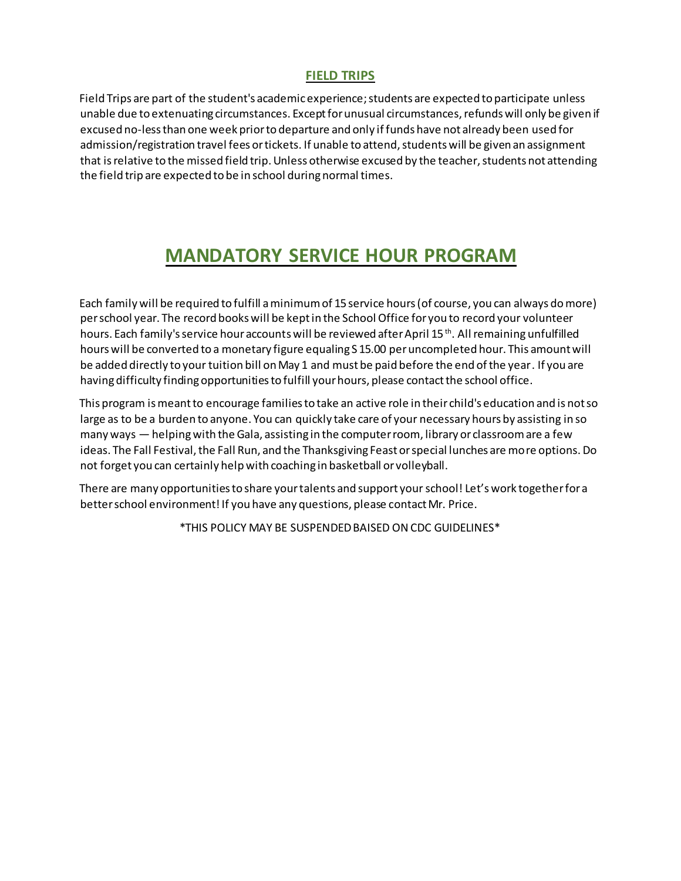## FIELD TRIPS

Field Trips are part of the student's academic experience; students are expected to participate unless unable due to extenuating circumstances. Except for unusual circumstances, refunds will only be given if excused no-less than one week prior to departure and only if funds have not already been used for admission/registration travel fees or tickets. If unable to attend, students will be given an assignment that is relative to the missed field trip. Unless otherwise excused by the teacher, students not attending the field trip are expected to be in school during normal times.

# MANDATORY SERVICE HOUR PROGRAM

Each family will be required to fulfill a minimum of 15 service hours (of course, you can always do more) per school year. The record books will be kept in the School Office for you to record your volunteer hours. Each family's service hour accounts will be reviewed after April 15th. All remaining unfulfilled hours will be converted to a monetary figure equaling S 15.00 per uncompleted hour. This amount will be added directly to your tuition bill on May 1 and must be paid before the end of the year. If you are having difficulty finding opportunities to fulfill your hours, please contact the school office.

This program is meant to encourage families to take an active role in their child's education and is not so large as to be a burden to anyone. You can quickly take care of your necessary hours by assisting in so many ways — helping with the Gala, assisting in the computer room, library or classroom are a few ideas. The Fall Festival, the Fall Run, and the Thanksgiving Feast or special lunches are more options. Do not forget you can certainly help with coaching in basketball or volleyball.

There are many opportunities to share your talents and support your school! Let's work together for a better school environment! If you have any questions, please contact Mr. Price.

*THIS POLICY MAY BE SUSPENDED BAISED ON CDC GUIDELINES*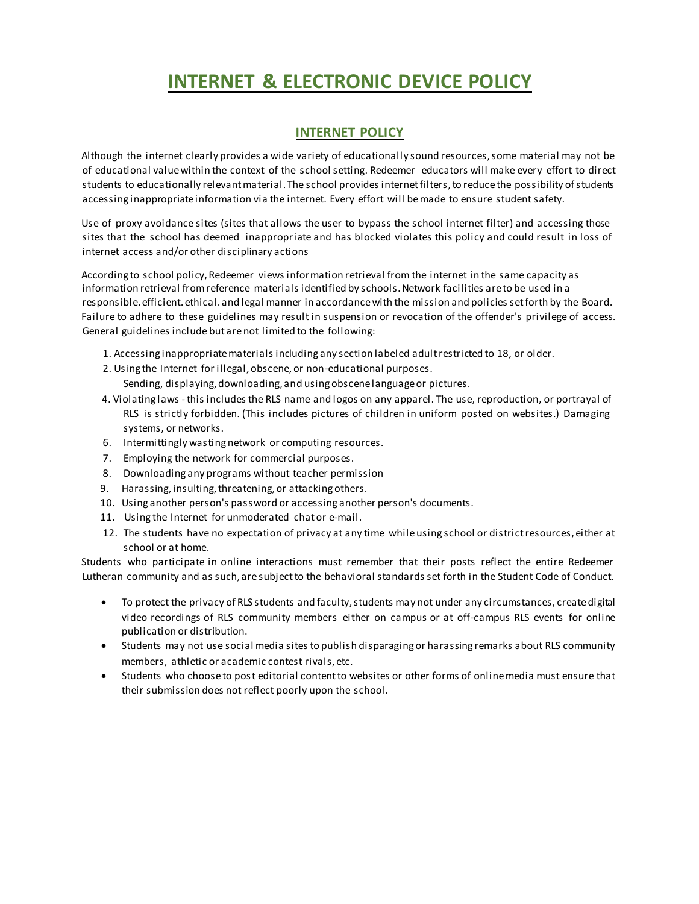# INTERNET & ELECTRONIC DEVICE POLICY

## INTERNET POLICY

Although the internet clearly provides a wide variety of educationally sound resources, some material may not be of educational value within the context of the school setting. Redeemer educators will make every effort to direct students to educationally relevant material. The school provides internet filters, to reduce the possibility of students accessing inappropriate information via the internet. Every effort will be made to ensure student safety.

Use of proxy avoidance sites (sites that allows the user to bypass the school internet filter) and accessing those sites that the school has deemed inappropriate and has blocked violates this policy and could result in loss of internet access and/or other disciplinary actions

According to school policy, Redeemer views information retrieval from the internet in the same capacity as information retrieval from reference materials identified by schools. Network facilities are to be used in a responsible. efficient. ethical. and legal manner in accordance with the mission and policies set forth by the Board. Failure to adhere to these guidelines may result in suspension or revocation of the offender's privilege of access. General guidelines include but are not limited to the following:

1. Accessing inappropriate materials including any section labeled adult restricted to 18, or older.
2. Using the Internet for illegal, obscene, or non-educational purposes.
   Sending, displaying, downloading, and using obscene language or pictures.
4. Violating laws - this includes the RLS name and logos on any apparel. The use, reproduction, or portrayal of RLS is strictly forbidden. (This includes pictures of children in uniform posted on websites.) Damaging systems, or networks.
6. Intermittingly wasting network or computing resources.
7. Employing the network for commercial purposes.
8. Downloading any programs without teacher permission
9. Harassing, insulting, threatening, or attacking others.
10. Using another person's password or accessing another person's documents.
11. Using the Internet for unmoderated chat or e-mail.
12. The students have no expectation of privacy at any time while using school or district resources, either at school or at home.

Students who participate in online interactions must remember that their posts reflect the entire Redeemer Lutheran community and as such, are subject to the behavioral standards set forth in the Student Code of Conduct.

- To protect the privacy of RLS students and faculty, students may not under any circumstances, create digital video recordings of RLS community members either on campus or at off-campus RLS events for online publication or distribution.
- Students may not use social media sites to publish disparaging or harassing remarks about RLS community members, athletic or academic contest rivals, etc.
- Students who choose to post editorial content to websites or other forms of online media must ensure that their submission does not reflect poorly upon the school.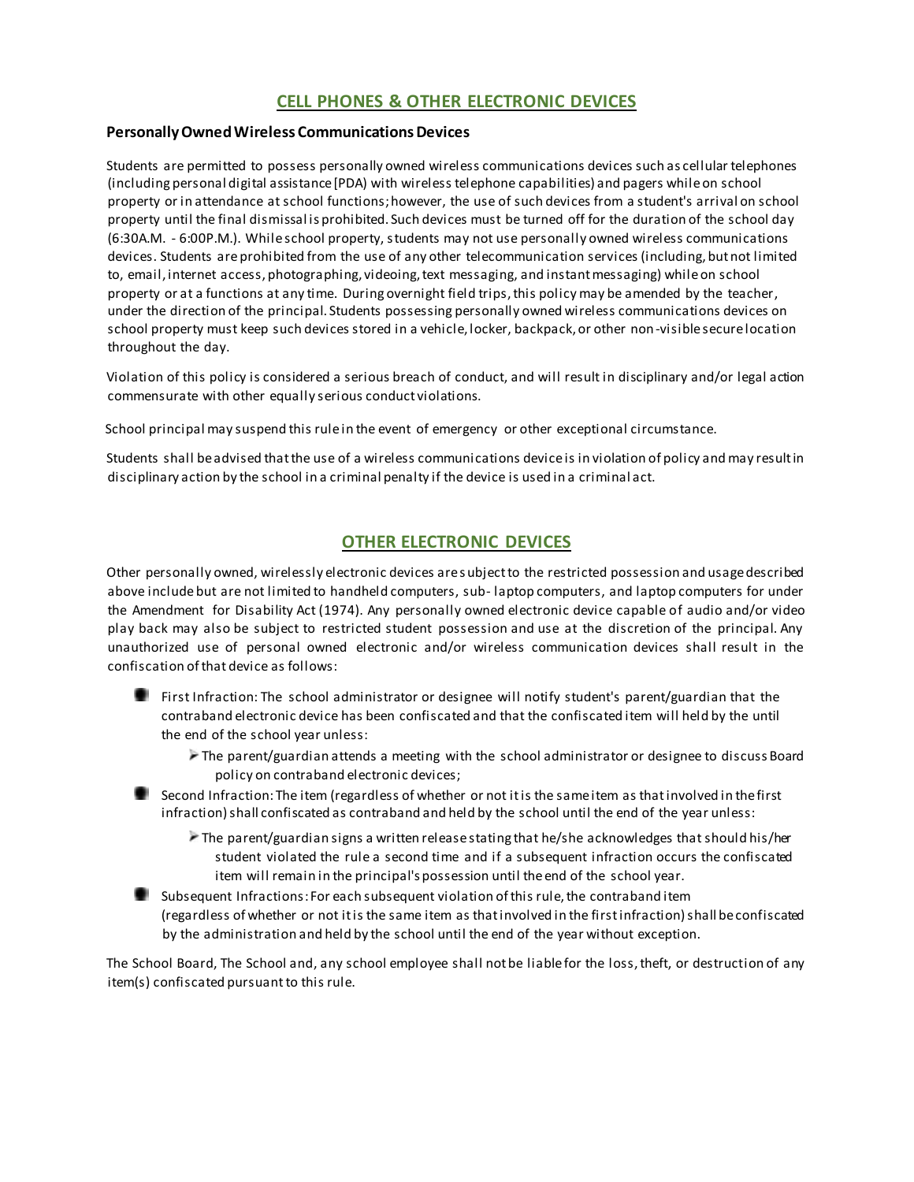## CELL PHONES & OTHER ELECTRONIC DEVICES

### Personally Owned Wireless Communications Devices

Students are permitted to possess personally owned wireless communications devices such as cellular telephones (including personal digital assistance [PDA) with wireless telephone capabilities) and pagers while on school property or in attendance at school functions; however, the use of such devices from a student's arrival on school property until the final dismissal is prohibited. Such devices must be turned off for the duration of the school day (6:30A.M. - 6:00P.M.). While school property, students may not use personally owned wireless communications devices. Students are prohibited from the use of any other telecommunication services (including, but not limited to, email, internet access, photographing, videoing, text messaging, and instant messaging) while on school property or at a functions at any time. During overnight field trips, this policy may be amended by the teacher, under the direction of the principal. Students possessing personally owned wireless communications devices on school property must keep such devices stored in a vehicle, locker, backpack, or other non-visible secure location throughout the day.

Violation of this policy is considered a serious breach of conduct, and will result in disciplinary and/or legal action commensurate with other equally serious conduct violations.

School principal may suspend this rule in the event of emergency or other exceptional circumstance.

Students shall be advised that the use of a wireless communications device is in violation of policy and may result in disciplinary action by the school in a criminal penalty if the device is used in a criminal act.

## OTHER ELECTRONIC DEVICES

Other personally owned, wirelessly electronic devices are subject to the restricted possession and usage described above include but are not limited to handheld computers, sub- laptop computers, and laptop computers for under the Amendment for Disability Act (1974). Any personally owned electronic device capable of audio and/or video play back may also be subject to restricted student possession and use at the discretion of the principal. Any unauthorized use of personal owned electronic and/or wireless communication devices shall result in the confiscation of that device as follows:

- First Infraction: The school administrator or designee will notify student's parent/guardian that the contraband electronic device has been confiscated and that the confiscated item will held by the until the end of the school year unless:
  - The parent/guardian attends a meeting with the school administrator or designee to discuss Board policy on contraband electronic devices;
- Second Infraction: The item (regardless of whether or not it is the same item as that involved in the first infraction) shall confiscated as contraband and held by the school until the end of the year unless:
  - The parent/guardian signs a written release stating that he/she acknowledges that should his/her student violated the rule a second time and if a subsequent infraction occurs the confiscated item will remain in the principal's possession until the end of the school year.
- Subsequent Infractions: For each subsequent violation of this rule, the contraband item (regardless of whether or not it is the same item as that involved in the first infraction) shall be confiscated by the administration and held by the school until the end of the year without exception.

The School Board, The School and, any school employee shall not be liable for the loss, theft, or destruction of any item(s) confiscated pursuant to this rule.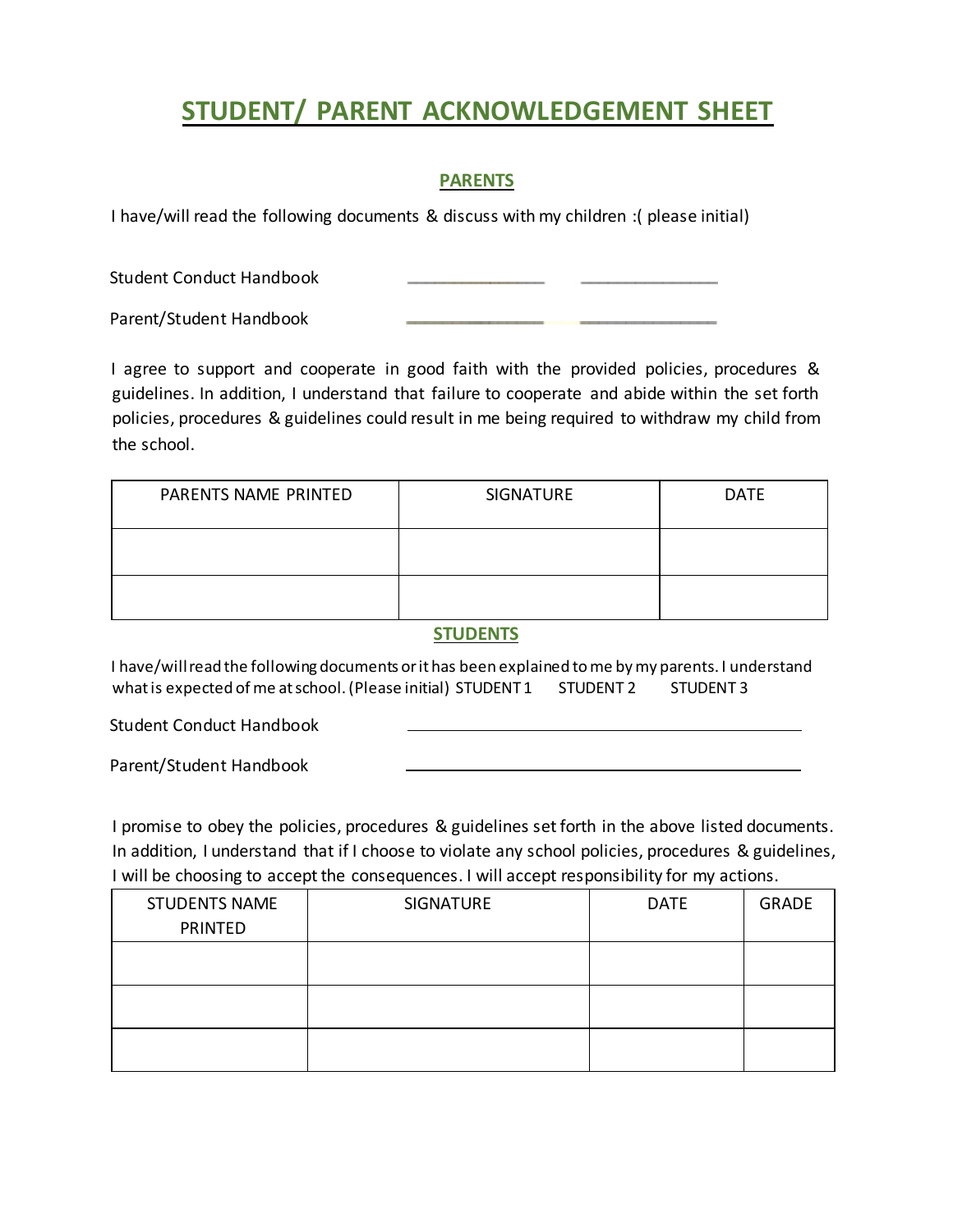# STUDENT/ PARENT ACKNOWLEDGEMENT SHEET

## PARENTS

I have/will read the following documents & discuss with my children :( please initial)

Student Conduct Handbook ____________ ____________

Parent/Student Handbook ____________ ____________

I agree to support and cooperate in good faith with the provided policies, procedures & guidelines. In addition, I understand that failure to cooperate and abide within the set forth policies, procedures & guidelines could result in me being required to withdraw my child from the school.

| PARENTS NAME PRINTED | SIGNATURE | DATE |
|---|---|---|
| | | |
| | | |

## STUDENTS

I have/will read the following documents or it has been explained to me by my parents. I understand what is expected of me at school. (Please initial) STUDENT 1 STUDENT 2 STUDENT 3

Student Conduct Handbook ________________________

Parent/Student Handbook ________________________

I promise to obey the policies, procedures & guidelines set forth in the above listed documents. In addition, I understand that if I choose to violate any school policies, procedures & guidelines, I will be choosing to accept the consequences. I will accept responsibility for my actions.

| STUDENTS NAME PRINTED | SIGNATURE | DATE | GRADE |
|---|---|---|---|
| | | | |
| | | | |
| | | | |